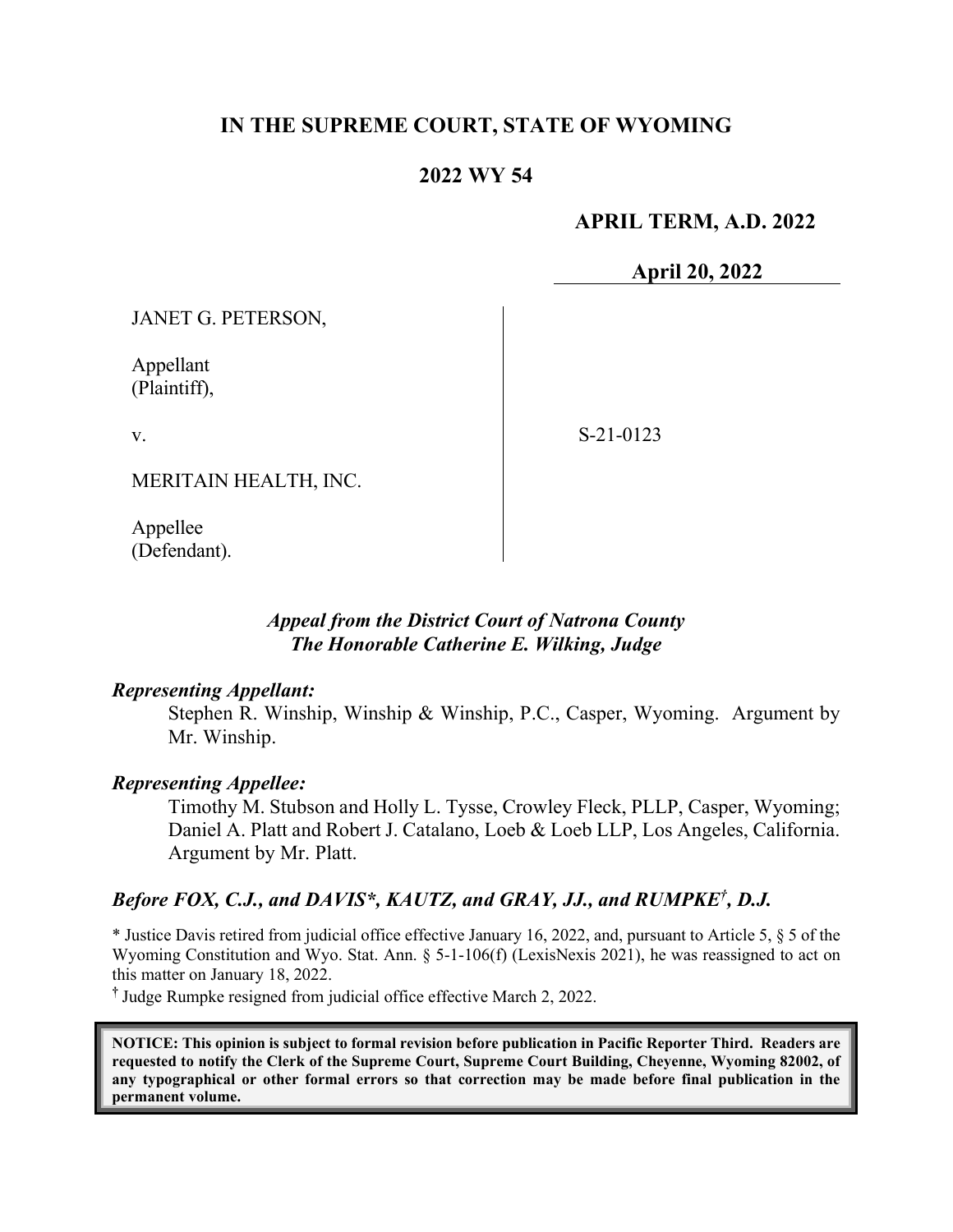# IN THE SUPREME COURT, STATE OF WYOMING

## 2022 WY 54

**APRIL TERM, A.D. 2022**

**April 20, 2022**

| | |
|---|---|
| JANET G. PETERSON,<br><br>Appellant<br>(Plaintiff),<br><br>v.<br><br>MERITAIN HEALTH, INC.<br><br>Appellee<br>(Defendant). | S-21-0123 |

***Appeal from the District Court of Natrona County***
***The Honorable Catherine E. Wilking, Judge***

***Representing Appellant:***

Stephen R. Winship, Winship & Winship, P.C., Casper, Wyoming. Argument by Mr. Winship.

***Representing Appellee:***

Timothy M. Stubson and Holly L. Tysse, Crowley Fleck, PLLP, Casper, Wyoming; Daniel A. Platt and Robert J. Catalano, Loeb & Loeb LLP, Los Angeles, California. Argument by Mr. Platt.

***Before FOX, C.J., and DAVIS\*, KAUTZ, and GRAY, JJ., and RUMPKE†, D.J.***

\* Justice Davis retired from judicial office effective January 16, 2022, and, pursuant to Article 5, § 5 of the Wyoming Constitution and Wyo. Stat. Ann. § 5-1-106(f) (LexisNexis 2021), he was reassigned to act on this matter on January 18, 2022.

† Judge Rumpke resigned from judicial office effective March 2, 2022.

**NOTICE: This opinion is subject to formal revision before publication in Pacific Reporter Third. Readers are requested to notify the Clerk of the Supreme Court, Supreme Court Building, Cheyenne, Wyoming 82002, of any typographical or other formal errors so that correction may be made before final publication in the permanent volume.**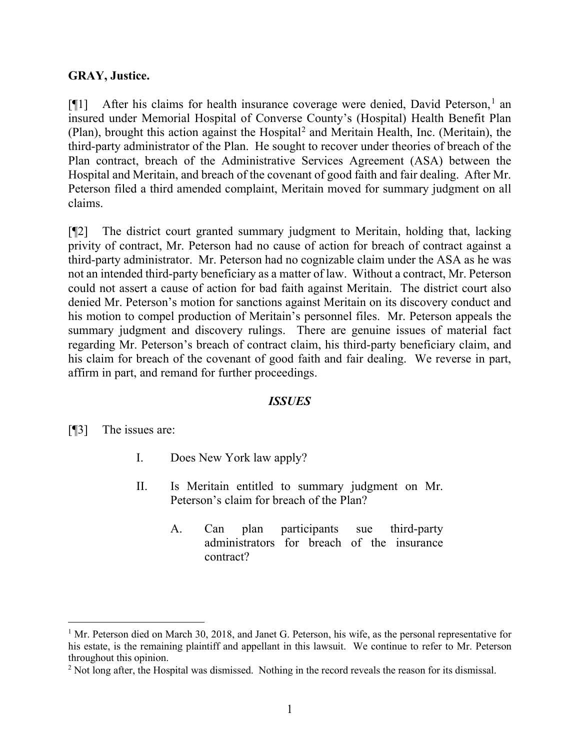**GRAY, Justice.**

[¶1] After his claims for health insurance coverage were denied, David Peterson,[1] an insured under Memorial Hospital of Converse County's (Hospital) Health Benefit Plan (Plan), brought this action against the Hospital[2] and Meritain Health, Inc. (Meritain), the third-party administrator of the Plan. He sought to recover under theories of breach of the Plan contract, breach of the Administrative Services Agreement (ASA) between the Hospital and Meritain, and breach of the covenant of good faith and fair dealing. After Mr. Peterson filed a third amended complaint, Meritain moved for summary judgment on all claims.

[¶2] The district court granted summary judgment to Meritain, holding that, lacking privity of contract, Mr. Peterson had no cause of action for breach of contract against a third-party administrator. Mr. Peterson had no cognizable claim under the ASA as he was not an intended third-party beneficiary as a matter of law. Without a contract, Mr. Peterson could not assert a cause of action for bad faith against Meritain. The district court also denied Mr. Peterson's motion for sanctions against Meritain on its discovery conduct and his motion to compel production of Meritain's personnel files. Mr. Peterson appeals the summary judgment and discovery rulings. There are genuine issues of material fact regarding Mr. Peterson's breach of contract claim, his third-party beneficiary claim, and his claim for breach of the covenant of good faith and fair dealing. We reverse in part, affirm in part, and remand for further proceedings.

## *ISSUES*

[¶3] The issues are:

I. Does New York law apply?

II. Is Meritain entitled to summary judgment on Mr. Peterson's claim for breach of the Plan?

A. Can plan participants sue third-party administrators for breach of the insurance contract?

---

[1] Mr. Peterson died on March 30, 2018, and Janet G. Peterson, his wife, as the personal representative for his estate, is the remaining plaintiff and appellant in this lawsuit. We continue to refer to Mr. Peterson throughout this opinion.

[2] Not long after, the Hospital was dismissed. Nothing in the record reveals the reason for its dismissal.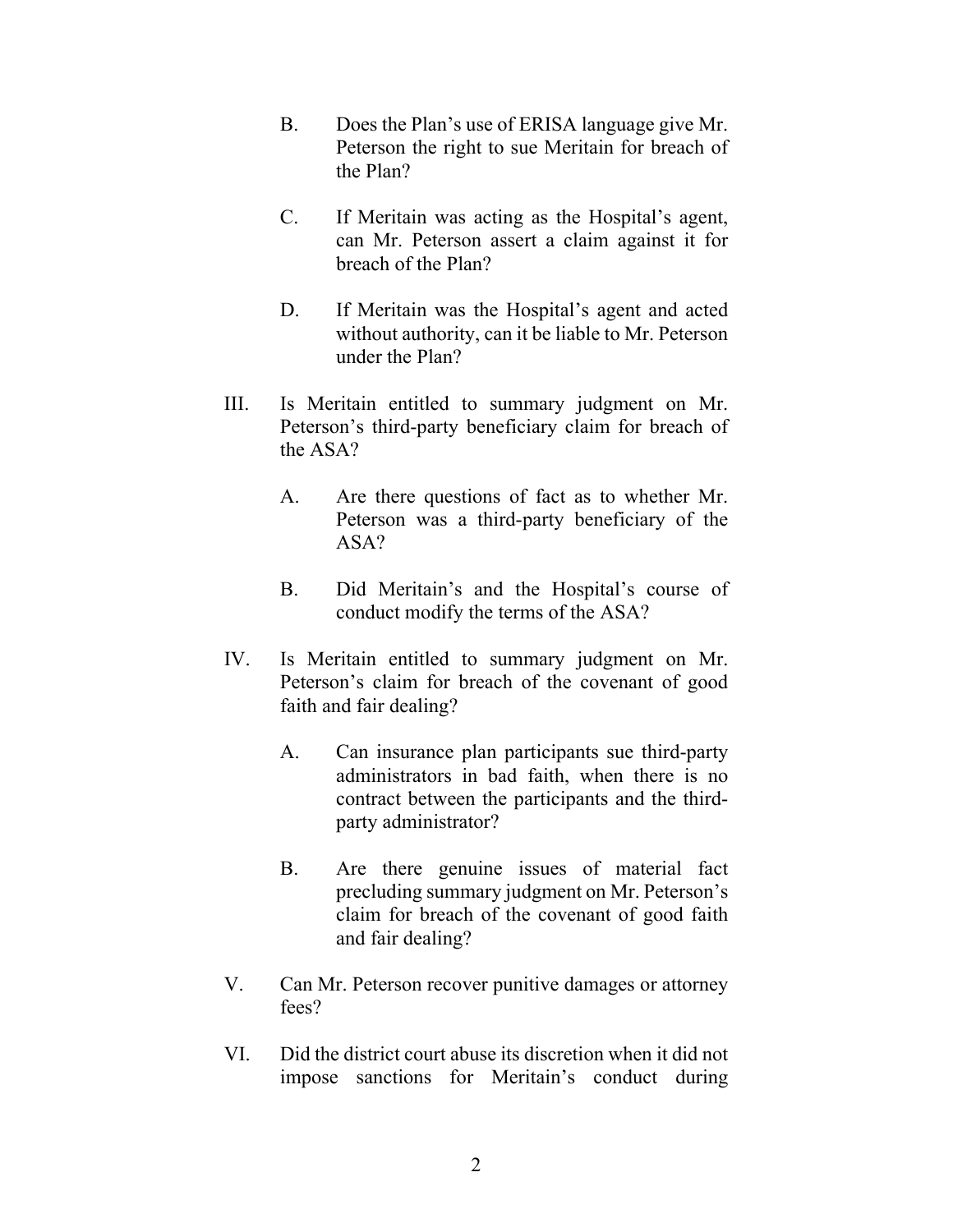B. Does the Plan's use of ERISA language give Mr. Peterson the right to sue Meritain for breach of the Plan?

C. If Meritain was acting as the Hospital's agent, can Mr. Peterson assert a claim against it for breach of the Plan?

D. If Meritain was the Hospital's agent and acted without authority, can it be liable to Mr. Peterson under the Plan?

III. Is Meritain entitled to summary judgment on Mr. Peterson's third-party beneficiary claim for breach of the ASA?

A. Are there questions of fact as to whether Mr. Peterson was a third-party beneficiary of the ASA?

B. Did Meritain's and the Hospital's course of conduct modify the terms of the ASA?

IV. Is Meritain entitled to summary judgment on Mr. Peterson's claim for breach of the covenant of good faith and fair dealing?

A. Can insurance plan participants sue third-party administrators in bad faith, when there is no contract between the participants and the third-party administrator?

B. Are there genuine issues of material fact precluding summary judgment on Mr. Peterson's claim for breach of the covenant of good faith and fair dealing?

V. Can Mr. Peterson recover punitive damages or attorney fees?

VI. Did the district court abuse its discretion when it did not impose sanctions for Meritain's conduct during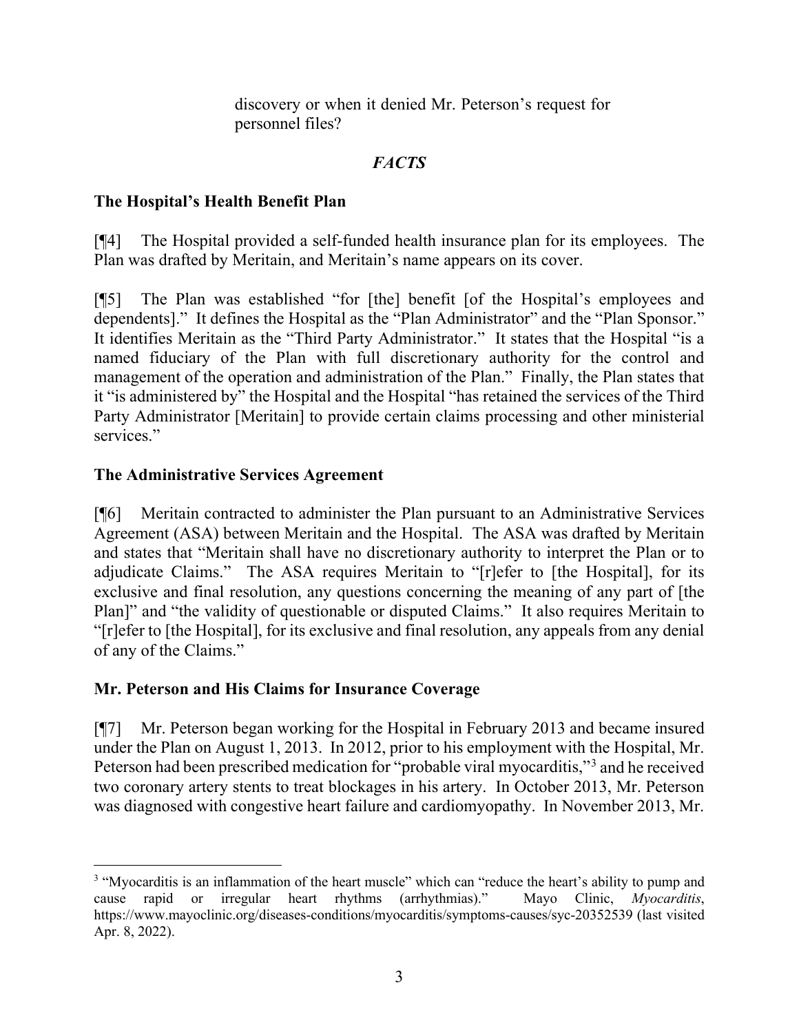discovery or when it denied Mr. Peterson's request for personnel files?

## *FACTS*

### The Hospital's Health Benefit Plan

[¶4] The Hospital provided a self-funded health insurance plan for its employees. The Plan was drafted by Meritain, and Meritain's name appears on its cover.

[¶5] The Plan was established "for [the] benefit [of the Hospital's employees and dependents]." It defines the Hospital as the "Plan Administrator" and the "Plan Sponsor." It identifies Meritain as the "Third Party Administrator." It states that the Hospital "is a named fiduciary of the Plan with full discretionary authority for the control and management of the operation and administration of the Plan." Finally, the Plan states that it "is administered by" the Hospital and the Hospital "has retained the services of the Third Party Administrator [Meritain] to provide certain claims processing and other ministerial services."

### The Administrative Services Agreement

[¶6] Meritain contracted to administer the Plan pursuant to an Administrative Services Agreement (ASA) between Meritain and the Hospital. The ASA was drafted by Meritain and states that "Meritain shall have no discretionary authority to interpret the Plan or to adjudicate Claims." The ASA requires Meritain to "[r]efer to [the Hospital], for its exclusive and final resolution, any questions concerning the meaning of any part of [the Plan]" and "the validity of questionable or disputed Claims." It also requires Meritain to "[r]efer to [the Hospital], for its exclusive and final resolution, any appeals from any denial of any of the Claims."

### Mr. Peterson and His Claims for Insurance Coverage

[¶7] Mr. Peterson began working for the Hospital in February 2013 and became insured under the Plan on August 1, 2013. In 2012, prior to his employment with the Hospital, Mr. Peterson had been prescribed medication for "probable viral myocarditis,"[3] and he received two coronary artery stents to treat blockages in his artery. In October 2013, Mr. Peterson was diagnosed with congestive heart failure and cardiomyopathy. In November 2013, Mr.

[3] "Myocarditis is an inflammation of the heart muscle" which can "reduce the heart's ability to pump and cause rapid or irregular heart rhythms (arrhythmias)." Mayo Clinic, *Myocarditis*, https://www.mayoclinic.org/diseases-conditions/myocarditis/symptoms-causes/syc-20352539 (last visited Apr. 8, 2022).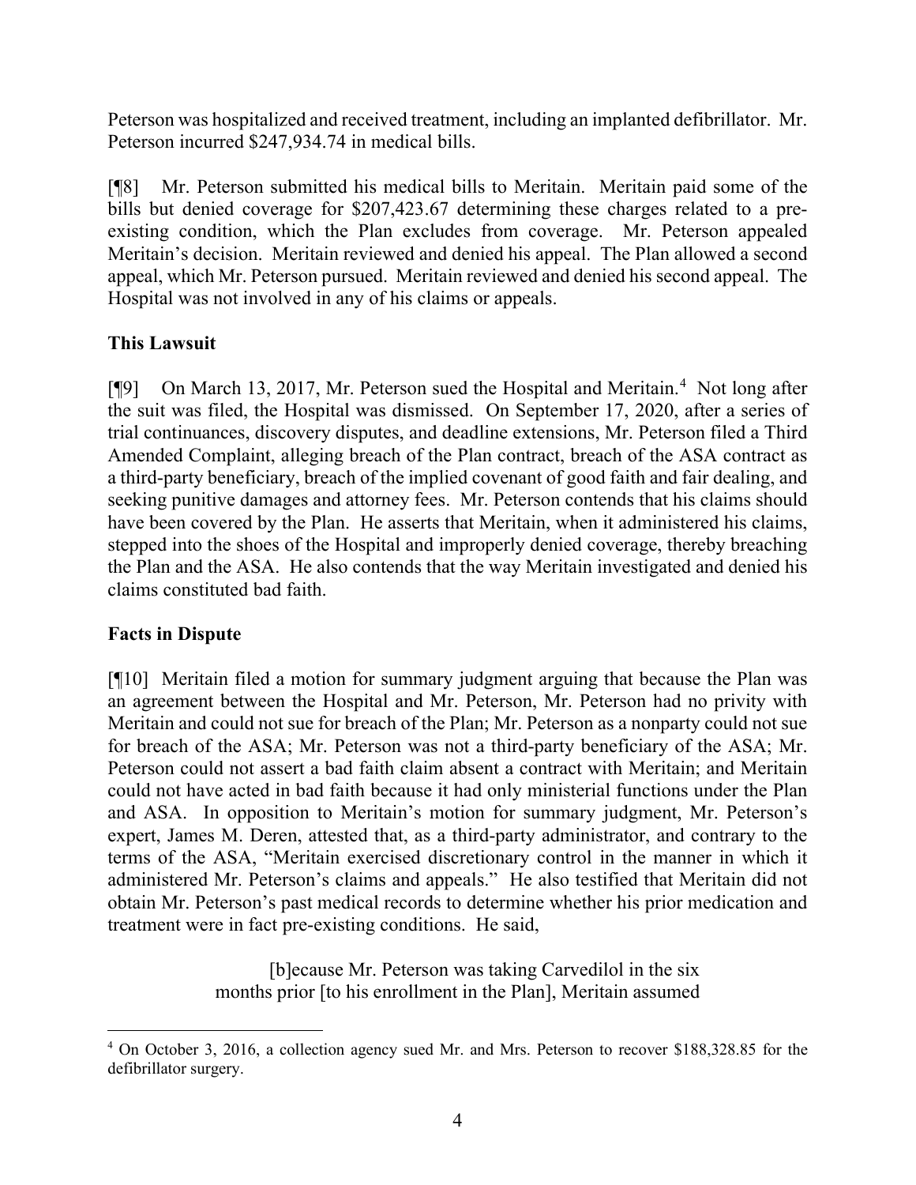Peterson was hospitalized and received treatment, including an implanted defibrillator. Mr. Peterson incurred $247,934.74 in medical bills.

[¶8] Mr. Peterson submitted his medical bills to Meritain. Meritain paid some of the bills but denied coverage for $207,423.67 determining these charges related to a pre-existing condition, which the Plan excludes from coverage. Mr. Peterson appealed Meritain's decision. Meritain reviewed and denied his appeal. The Plan allowed a second appeal, which Mr. Peterson pursued. Meritain reviewed and denied his second appeal. The Hospital was not involved in any of his claims or appeals.

**This Lawsuit**

[¶9] On March 13, 2017, Mr. Peterson sued the Hospital and Meritain.[4] Not long after the suit was filed, the Hospital was dismissed. On September 17, 2020, after a series of trial continuances, discovery disputes, and deadline extensions, Mr. Peterson filed a Third Amended Complaint, alleging breach of the Plan contract, breach of the ASA contract as a third-party beneficiary, breach of the implied covenant of good faith and fair dealing, and seeking punitive damages and attorney fees. Mr. Peterson contends that his claims should have been covered by the Plan. He asserts that Meritain, when it administered his claims, stepped into the shoes of the Hospital and improperly denied coverage, thereby breaching the Plan and the ASA. He also contends that the way Meritain investigated and denied his claims constituted bad faith.

**Facts in Dispute**

[¶10] Meritain filed a motion for summary judgment arguing that because the Plan was an agreement between the Hospital and Mr. Peterson, Mr. Peterson had no privity with Meritain and could not sue for breach of the Plan; Mr. Peterson as a nonparty could not sue for breach of the ASA; Mr. Peterson was not a third-party beneficiary of the ASA; Mr. Peterson could not assert a bad faith claim absent a contract with Meritain; and Meritain could not have acted in bad faith because it had only ministerial functions under the Plan and ASA. In opposition to Meritain's motion for summary judgment, Mr. Peterson's expert, James M. Deren, attested that, as a third-party administrator, and contrary to the terms of the ASA, "Meritain exercised discretionary control in the manner in which it administered Mr. Peterson's claims and appeals." He also testified that Meritain did not obtain Mr. Peterson's past medical records to determine whether his prior medication and treatment were in fact pre-existing conditions. He said,

> [b]ecause Mr. Peterson was taking Carvedilol in the six months prior [to his enrollment in the Plan], Meritain assumed

[4] On October 3, 2016, a collection agency sued Mr. and Mrs. Peterson to recover $188,328.85 for the defibrillator surgery.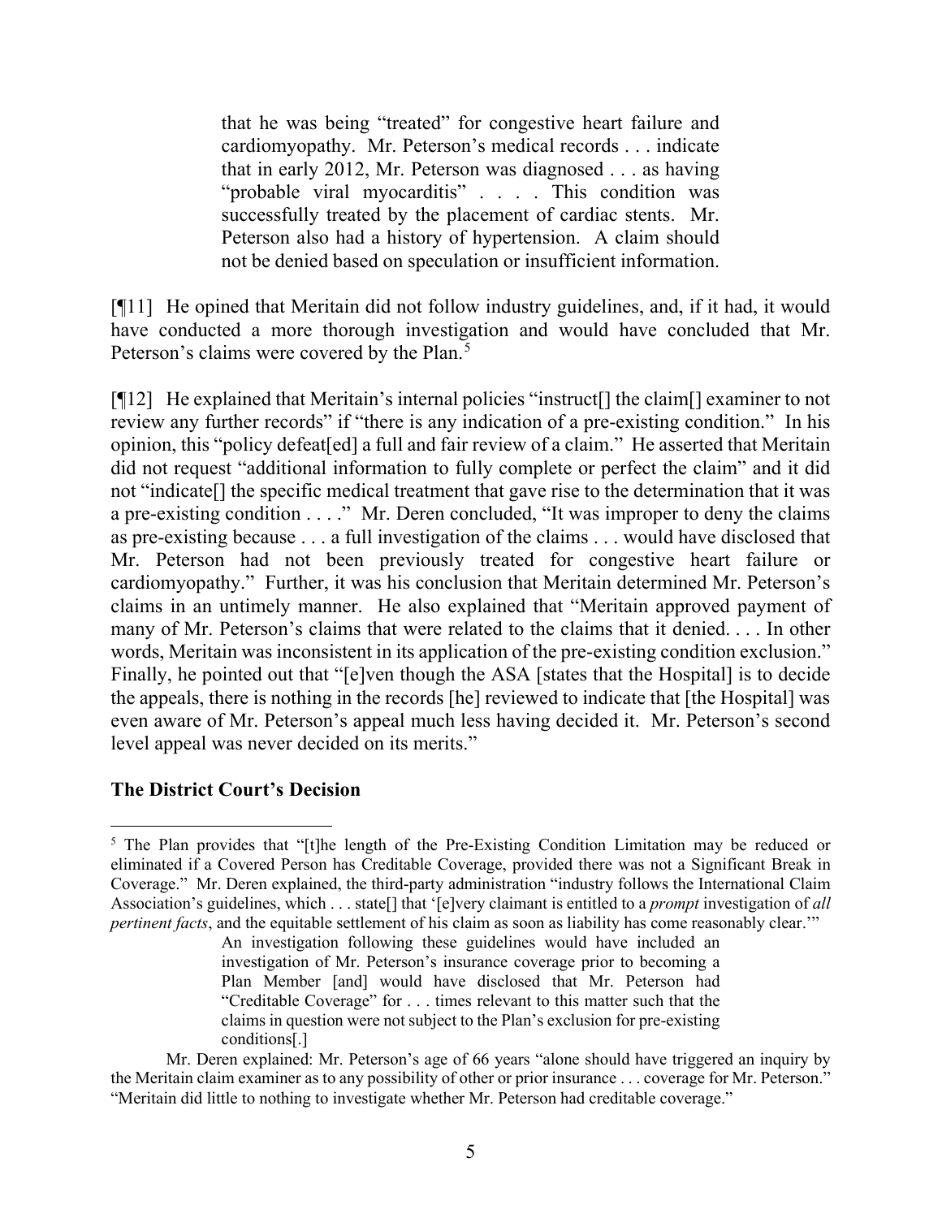> that he was being "treated" for congestive heart failure and cardiomyopathy. Mr. Peterson's medical records . . . indicate that in early 2012, Mr. Peterson was diagnosed . . . as having "probable viral myocarditis" . . . . This condition was successfully treated by the placement of cardiac stents. Mr. Peterson also had a history of hypertension. A claim should not be denied based on speculation or insufficient information.

[¶11] He opined that Meritain did not follow industry guidelines, and, if it had, it would have conducted a more thorough investigation and would have concluded that Mr. Peterson's claims were covered by the Plan.[5]

[¶12] He explained that Meritain's internal policies "instruct[] the claim[] examiner to not review any further records" if "there is any indication of a pre-existing condition." In his opinion, this "policy defeat[ed] a full and fair review of a claim." He asserted that Meritain did not request "additional information to fully complete or perfect the claim" and it did not "indicate[] the specific medical treatment that gave rise to the determination that it was a pre-existing condition . . . ." Mr. Deren concluded, "It was improper to deny the claims as pre-existing because . . . a full investigation of the claims . . . would have disclosed that Mr. Peterson had not been previously treated for congestive heart failure or cardiomyopathy." Further, it was his conclusion that Meritain determined Mr. Peterson's claims in an untimely manner. He also explained that "Meritain approved payment of many of Mr. Peterson's claims that were related to the claims that it denied. . . . In other words, Meritain was inconsistent in its application of the pre-existing condition exclusion." Finally, he pointed out that "[e]ven though the ASA [states that the Hospital] is to decide the appeals, there is nothing in the records [he] reviewed to indicate that [the Hospital] was even aware of Mr. Peterson's appeal much less having decided it. Mr. Peterson's second level appeal was never decided on its merits."

## The District Court's Decision

---

[5] The Plan provides that "[t]he length of the Pre-Existing Condition Limitation may be reduced or eliminated if a Covered Person has Creditable Coverage, provided there was not a Significant Break in Coverage." Mr. Deren explained, the third-party administration "industry follows the International Claim Association's guidelines, which . . . state[] that '[e]very claimant is entitled to a *prompt* investigation of *all pertinent facts*, and the equitable settlement of his claim as soon as liability has come reasonably clear.'"

> An investigation following these guidelines would have included an investigation of Mr. Peterson's insurance coverage prior to becoming a Plan Member [and] would have disclosed that Mr. Peterson had "Creditable Coverage" for . . . times relevant to this matter such that the claims in question were not subject to the Plan's exclusion for pre-existing conditions[.]

Mr. Deren explained: Mr. Peterson's age of 66 years "alone should have triggered an inquiry by the Meritain claim examiner as to any possibility of other or prior insurance . . . coverage for Mr. Peterson." "Meritain did little to nothing to investigate whether Mr. Peterson had creditable coverage."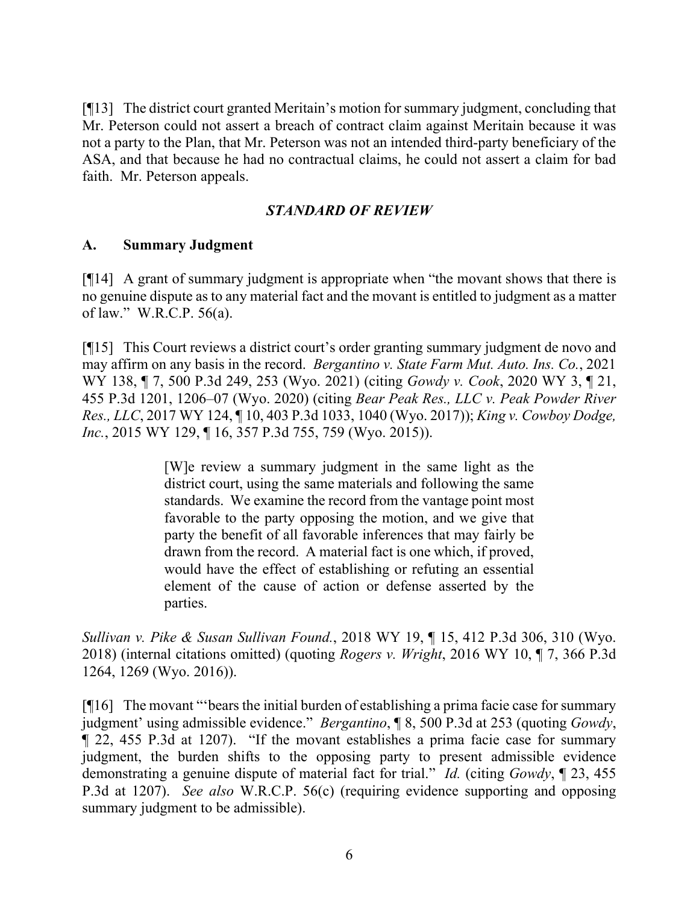[¶13] The district court granted Meritain's motion for summary judgment, concluding that Mr. Peterson could not assert a breach of contract claim against Meritain because it was not a party to the Plan, that Mr. Peterson was not an intended third-party beneficiary of the ASA, and that because he had no contractual claims, he could not assert a claim for bad faith. Mr. Peterson appeals.

## *STANDARD OF REVIEW*

### A. Summary Judgment

[¶14] A grant of summary judgment is appropriate when "the movant shows that there is no genuine dispute as to any material fact and the movant is entitled to judgment as a matter of law." W.R.C.P. 56(a).

[¶15] This Court reviews a district court's order granting summary judgment de novo and may affirm on any basis in the record. *Bergantino v. State Farm Mut. Auto. Ins. Co.*, 2021 WY 138, ¶ 7, 500 P.3d 249, 253 (Wyo. 2021) (citing *Gowdy v. Cook*, 2020 WY 3, ¶ 21, 455 P.3d 1201, 1206–07 (Wyo. 2020) (citing *Bear Peak Res., LLC v. Peak Powder River Res., LLC*, 2017 WY 124, ¶ 10, 403 P.3d 1033, 1040 (Wyo. 2017)); *King v. Cowboy Dodge, Inc.*, 2015 WY 129, ¶ 16, 357 P.3d 755, 759 (Wyo. 2015)).

> [W]e review a summary judgment in the same light as the district court, using the same materials and following the same standards. We examine the record from the vantage point most favorable to the party opposing the motion, and we give that party the benefit of all favorable inferences that may fairly be drawn from the record. A material fact is one which, if proved, would have the effect of establishing or refuting an essential element of the cause of action or defense asserted by the parties.

*Sullivan v. Pike & Susan Sullivan Found.*, 2018 WY 19, ¶ 15, 412 P.3d 306, 310 (Wyo. 2018) (internal citations omitted) (quoting *Rogers v. Wright*, 2016 WY 10, ¶ 7, 366 P.3d 1264, 1269 (Wyo. 2016)).

[¶16] The movant "'bears the initial burden of establishing a prima facie case for summary judgment' using admissible evidence." *Bergantino*, ¶ 8, 500 P.3d at 253 (quoting *Gowdy*, ¶ 22, 455 P.3d at 1207). "If the movant establishes a prima facie case for summary judgment, the burden shifts to the opposing party to present admissible evidence demonstrating a genuine dispute of material fact for trial." *Id.* (citing *Gowdy*, ¶ 23, 455 P.3d at 1207). *See also* W.R.C.P. 56(c) (requiring evidence supporting and opposing summary judgment to be admissible).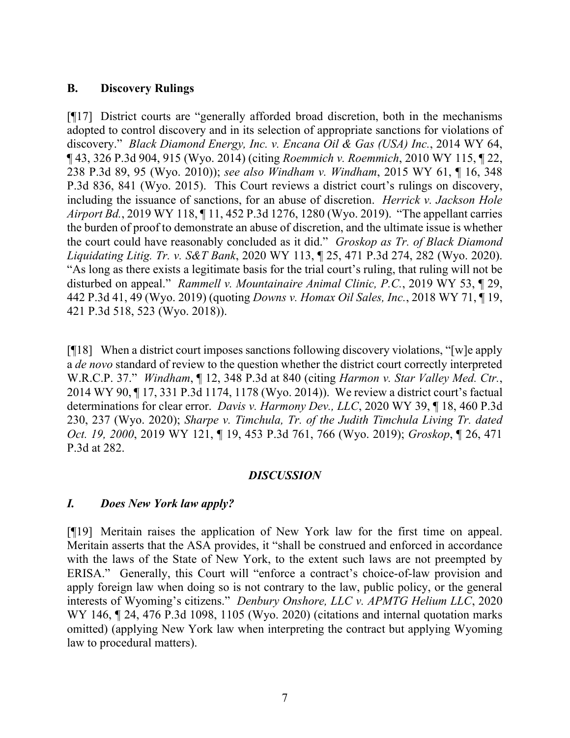### B. Discovery Rulings

[¶17] District courts are "generally afforded broad discretion, both in the mechanisms adopted to control discovery and in its selection of appropriate sanctions for violations of discovery." *Black Diamond Energy, Inc. v. Encana Oil & Gas (USA) Inc.*, 2014 WY 64, ¶ 43, 326 P.3d 904, 915 (Wyo. 2014) (citing *Roemmich v. Roemmich*, 2010 WY 115, ¶ 22, 238 P.3d 89, 95 (Wyo. 2010)); *see also Windham v. Windham*, 2015 WY 61, ¶ 16, 348 P.3d 836, 841 (Wyo. 2015). This Court reviews a district court's rulings on discovery, including the issuance of sanctions, for an abuse of discretion. *Herrick v. Jackson Hole Airport Bd.*, 2019 WY 118, ¶ 11, 452 P.3d 1276, 1280 (Wyo. 2019). "The appellant carries the burden of proof to demonstrate an abuse of discretion, and the ultimate issue is whether the court could have reasonably concluded as it did." *Groskop as Tr. of Black Diamond Liquidating Litig. Tr. v. S&T Bank*, 2020 WY 113, ¶ 25, 471 P.3d 274, 282 (Wyo. 2020). "As long as there exists a legitimate basis for the trial court's ruling, that ruling will not be disturbed on appeal." *Rammell v. Mountainaire Animal Clinic, P.C.*, 2019 WY 53, ¶ 29, 442 P.3d 41, 49 (Wyo. 2019) (quoting *Downs v. Homax Oil Sales, Inc.*, 2018 WY 71, ¶ 19, 421 P.3d 518, 523 (Wyo. 2018)).

[¶18] When a district court imposes sanctions following discovery violations, "[w]e apply a *de novo* standard of review to the question whether the district court correctly interpreted W.R.C.P. 37." *Windham*, ¶ 12, 348 P.3d at 840 (citing *Harmon v. Star Valley Med. Ctr.*, 2014 WY 90, ¶ 17, 331 P.3d 1174, 1178 (Wyo. 2014)). We review a district court's factual determinations for clear error. *Davis v. Harmony Dev., LLC*, 2020 WY 39, ¶ 18, 460 P.3d 230, 237 (Wyo. 2020); *Sharpe v. Timchula, Tr. of the Judith Timchula Living Tr. dated Oct. 19, 2000*, 2019 WY 121, ¶ 19, 453 P.3d 761, 766 (Wyo. 2019); *Groskop*, ¶ 26, 471 P.3d at 282.

## *DISCUSSION*

### *I. Does New York law apply?*

[¶19] Meritain raises the application of New York law for the first time on appeal. Meritain asserts that the ASA provides, it "shall be construed and enforced in accordance with the laws of the State of New York, to the extent such laws are not preempted by ERISA." Generally, this Court will "enforce a contract's choice-of-law provision and apply foreign law when doing so is not contrary to the law, public policy, or the general interests of Wyoming's citizens." *Denbury Onshore, LLC v. APMTG Helium LLC*, 2020 WY 146, ¶ 24, 476 P.3d 1098, 1105 (Wyo. 2020) (citations and internal quotation marks omitted) (applying New York law when interpreting the contract but applying Wyoming law to procedural matters).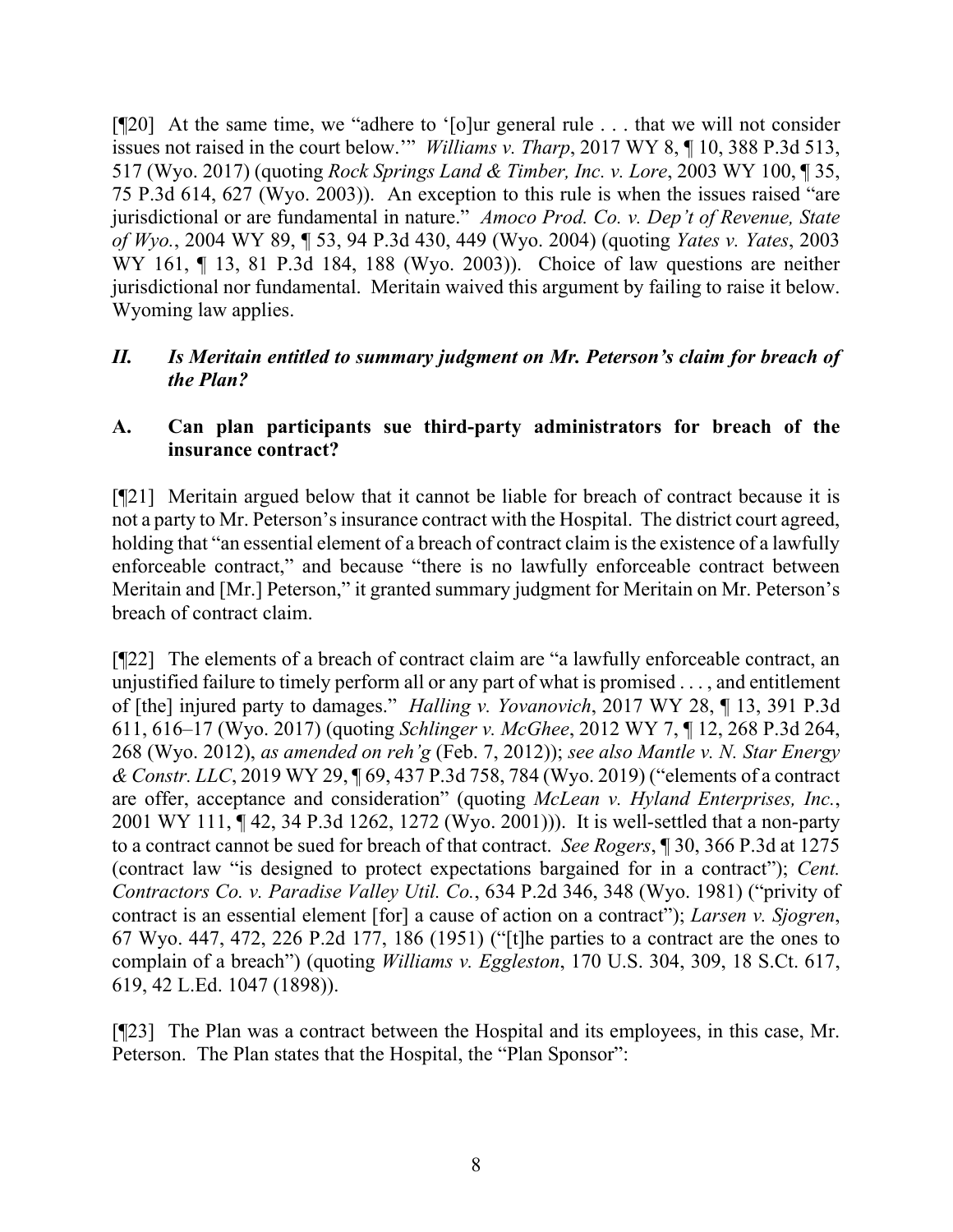[¶20] At the same time, we "adhere to '[o]ur general rule . . . that we will not consider issues not raised in the court below.'" *Williams v. Tharp*, 2017 WY 8, ¶ 10, 388 P.3d 513, 517 (Wyo. 2017) (quoting *Rock Springs Land & Timber, Inc. v. Lore*, 2003 WY 100, ¶ 35, 75 P.3d 614, 627 (Wyo. 2003)). An exception to this rule is when the issues raised "are jurisdictional or are fundamental in nature." *Amoco Prod. Co. v. Dep't of Revenue, State of Wyo.*, 2004 WY 89, ¶ 53, 94 P.3d 430, 449 (Wyo. 2004) (quoting *Yates v. Yates*, 2003 WY 161, ¶ 13, 81 P.3d 184, 188 (Wyo. 2003)). Choice of law questions are neither jurisdictional nor fundamental. Meritain waived this argument by failing to raise it below. Wyoming law applies.

## *II. Is Meritain entitled to summary judgment on Mr. Peterson's claim for breach of the Plan?*

### A. Can plan participants sue third-party administrators for breach of the insurance contract?

[¶21] Meritain argued below that it cannot be liable for breach of contract because it is not a party to Mr. Peterson's insurance contract with the Hospital. The district court agreed, holding that "an essential element of a breach of contract claim is the existence of a lawfully enforceable contract," and because "there is no lawfully enforceable contract between Meritain and [Mr.] Peterson," it granted summary judgment for Meritain on Mr. Peterson's breach of contract claim.

[¶22] The elements of a breach of contract claim are "a lawfully enforceable contract, an unjustified failure to timely perform all or any part of what is promised . . . , and entitlement of [the] injured party to damages." *Halling v. Yovanovich*, 2017 WY 28, ¶ 13, 391 P.3d 611, 616–17 (Wyo. 2017) (quoting *Schlinger v. McGhee*, 2012 WY 7, ¶ 12, 268 P.3d 264, 268 (Wyo. 2012), *as amended on reh'g* (Feb. 7, 2012)); *see also Mantle v. N. Star Energy & Constr. LLC*, 2019 WY 29, ¶ 69, 437 P.3d 758, 784 (Wyo. 2019) ("elements of a contract are offer, acceptance and consideration" (quoting *McLean v. Hyland Enterprises, Inc.*, 2001 WY 111, ¶ 42, 34 P.3d 1262, 1272 (Wyo. 2001))). It is well-settled that a non-party to a contract cannot be sued for breach of that contract. *See Rogers*, ¶ 30, 366 P.3d at 1275 (contract law "is designed to protect expectations bargained for in a contract"); *Cent. Contractors Co. v. Paradise Valley Util. Co.*, 634 P.2d 346, 348 (Wyo. 1981) ("privity of contract is an essential element [for] a cause of action on a contract"); *Larsen v. Sjogren*, 67 Wyo. 447, 472, 226 P.2d 177, 186 (1951) ("[t]he parties to a contract are the ones to complain of a breach") (quoting *Williams v. Eggleston*, 170 U.S. 304, 309, 18 S.Ct. 617, 619, 42 L.Ed. 1047 (1898)).

[¶23] The Plan was a contract between the Hospital and its employees, in this case, Mr. Peterson. The Plan states that the Hospital, the "Plan Sponsor":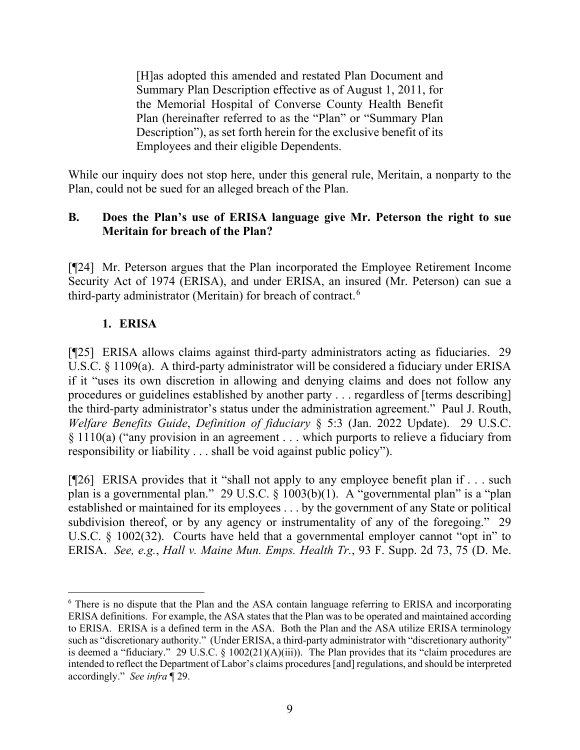> [H]as adopted this amended and restated Plan Document and Summary Plan Description effective as of August 1, 2011, for the Memorial Hospital of Converse County Health Benefit Plan (hereinafter referred to as the "Plan" or "Summary Plan Description"), as set forth herein for the exclusive benefit of its Employees and their eligible Dependents.

While our inquiry does not stop here, under this general rule, Meritain, a nonparty to the Plan, could not be sued for an alleged breach of the Plan.

### B. Does the Plan's use of ERISA language give Mr. Peterson the right to sue Meritain for breach of the Plan?

[¶24] Mr. Peterson argues that the Plan incorporated the Employee Retirement Income Security Act of 1974 (ERISA), and under ERISA, an insured (Mr. Peterson) can sue a third-party administrator (Meritain) for breach of contract.[6]

#### 1. ERISA

[¶25] ERISA allows claims against third-party administrators acting as fiduciaries. 29 U.S.C. § 1109(a). A third-party administrator will be considered a fiduciary under ERISA if it "uses its own discretion in allowing and denying claims and does not follow any procedures or guidelines established by another party . . . regardless of [terms describing] the third-party administrator's status under the administration agreement." Paul J. Routh, *Welfare Benefits Guide*, *Definition of fiduciary* § 5:3 (Jan. 2022 Update). 29 U.S.C. § 1110(a) ("any provision in an agreement . . . which purports to relieve a fiduciary from responsibility or liability . . . shall be void against public policy").

[¶26] ERISA provides that it "shall not apply to any employee benefit plan if . . . such plan is a governmental plan." 29 U.S.C. § 1003(b)(1). A "governmental plan" is a "plan established or maintained for its employees . . . by the government of any State or political subdivision thereof, or by any agency or instrumentality of any of the foregoing." 29 U.S.C. § 1002(32). Courts have held that a governmental employer cannot "opt in" to ERISA. *See, e.g.*, *Hall v. Maine Mun. Emps. Health Tr.*, 93 F. Supp. 2d 73, 75 (D. Me.

---

[6] There is no dispute that the Plan and the ASA contain language referring to ERISA and incorporating ERISA definitions. For example, the ASA states that the Plan was to be operated and maintained according to ERISA. ERISA is a defined term in the ASA. Both the Plan and the ASA utilize ERISA terminology such as "discretionary authority." (Under ERISA, a third-party administrator with "discretionary authority" is deemed a "fiduciary." 29 U.S.C. § 1002(21)(A)(iii)). The Plan provides that its "claim procedures are intended to reflect the Department of Labor's claims procedures [and] regulations, and should be interpreted accordingly." *See infra* ¶ 29.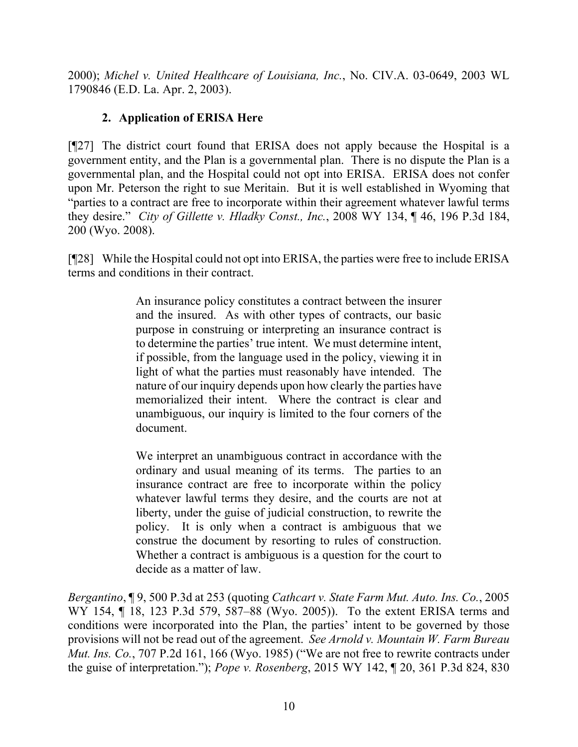2000); *Michel v. United Healthcare of Louisiana, Inc.*, No. CIV.A. 03-0649, 2003 WL 1790846 (E.D. La. Apr. 2, 2003).

### 2. Application of ERISA Here

[¶27] The district court found that ERISA does not apply because the Hospital is a government entity, and the Plan is a governmental plan. There is no dispute the Plan is a governmental plan, and the Hospital could not opt into ERISA. ERISA does not confer upon Mr. Peterson the right to sue Meritain. But it is well established in Wyoming that "parties to a contract are free to incorporate within their agreement whatever lawful terms they desire." *City of Gillette v. Hladky Const., Inc.*, 2008 WY 134, ¶ 46, 196 P.3d 184, 200 (Wyo. 2008).

[¶28] While the Hospital could not opt into ERISA, the parties were free to include ERISA terms and conditions in their contract.

> An insurance policy constitutes a contract between the insurer and the insured. As with other types of contracts, our basic purpose in construing or interpreting an insurance contract is to determine the parties' true intent. We must determine intent, if possible, from the language used in the policy, viewing it in light of what the parties must reasonably have intended. The nature of our inquiry depends upon how clearly the parties have memorialized their intent. Where the contract is clear and unambiguous, our inquiry is limited to the four corners of the document.
>
> We interpret an unambiguous contract in accordance with the ordinary and usual meaning of its terms. The parties to an insurance contract are free to incorporate within the policy whatever lawful terms they desire, and the courts are not at liberty, under the guise of judicial construction, to rewrite the policy. It is only when a contract is ambiguous that we construe the document by resorting to rules of construction. Whether a contract is ambiguous is a question for the court to decide as a matter of law.

*Bergantino*, ¶ 9, 500 P.3d at 253 (quoting *Cathcart v. State Farm Mut. Auto. Ins. Co.*, 2005 WY 154, ¶ 18, 123 P.3d 579, 587–88 (Wyo. 2005)). To the extent ERISA terms and conditions were incorporated into the Plan, the parties' intent to be governed by those provisions will not be read out of the agreement. *See Arnold v. Mountain W. Farm Bureau Mut. Ins. Co.*, 707 P.2d 161, 166 (Wyo. 1985) ("We are not free to rewrite contracts under the guise of interpretation."); *Pope v. Rosenberg*, 2015 WY 142, ¶ 20, 361 P.3d 824, 830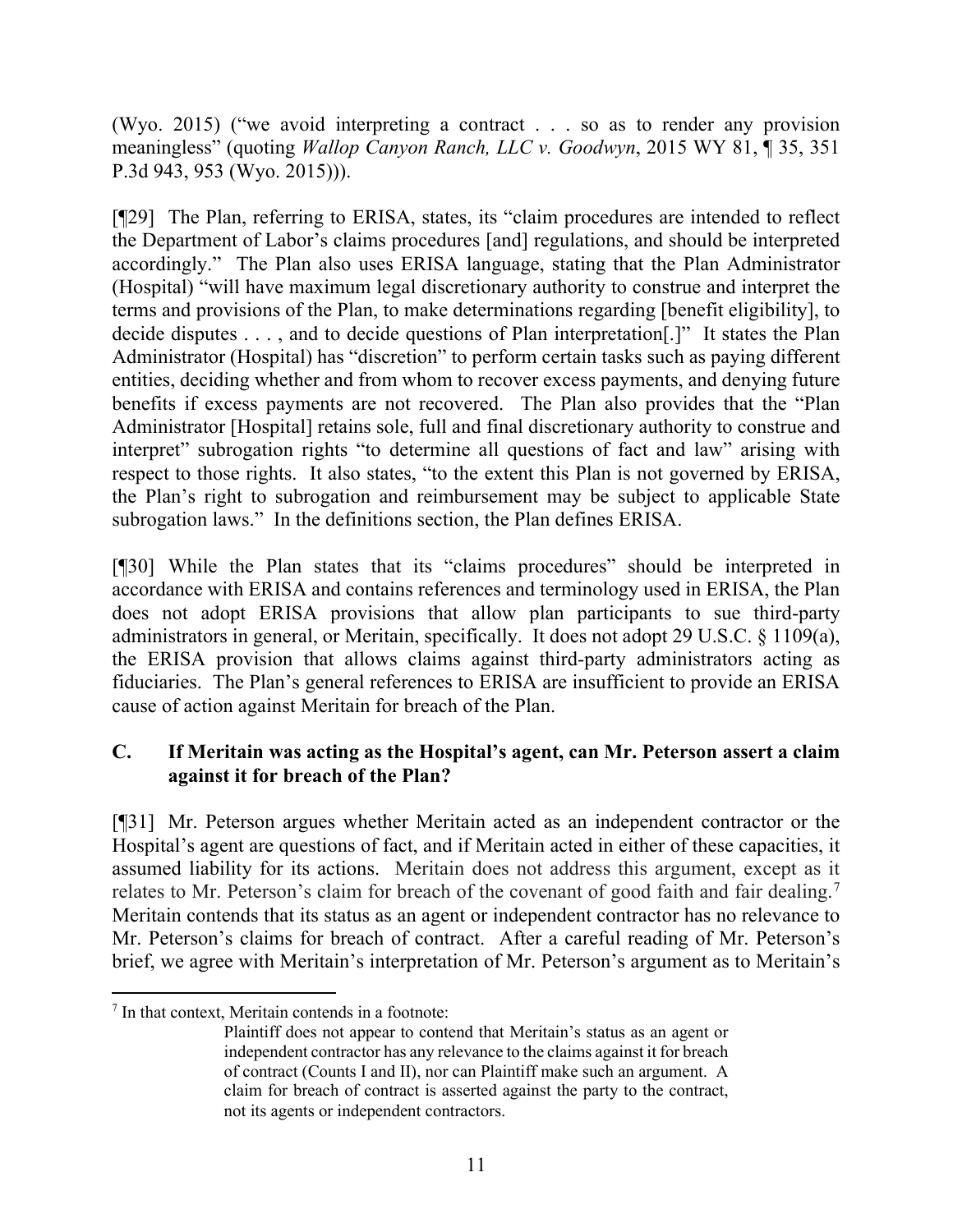(Wyo. 2015) ("we avoid interpreting a contract . . . so as to render any provision meaningless" (quoting *Wallop Canyon Ranch, LLC v. Goodwyn*, 2015 WY 81, ¶ 35, 351 P.3d 943, 953 (Wyo. 2015))).

[¶29] The Plan, referring to ERISA, states, its "claim procedures are intended to reflect the Department of Labor's claims procedures [and] regulations, and should be interpreted accordingly." The Plan also uses ERISA language, stating that the Plan Administrator (Hospital) "will have maximum legal discretionary authority to construe and interpret the terms and provisions of the Plan, to make determinations regarding [benefit eligibility], to decide disputes . . . , and to decide questions of Plan interpretation[.]" It states the Plan Administrator (Hospital) has "discretion" to perform certain tasks such as paying different entities, deciding whether and from whom to recover excess payments, and denying future benefits if excess payments are not recovered. The Plan also provides that the "Plan Administrator [Hospital] retains sole, full and final discretionary authority to construe and interpret" subrogation rights "to determine all questions of fact and law" arising with respect to those rights. It also states, "to the extent this Plan is not governed by ERISA, the Plan's right to subrogation and reimbursement may be subject to applicable State subrogation laws." In the definitions section, the Plan defines ERISA.

[¶30] While the Plan states that its "claims procedures" should be interpreted in accordance with ERISA and contains references and terminology used in ERISA, the Plan does not adopt ERISA provisions that allow plan participants to sue third-party administrators in general, or Meritain, specifically. It does not adopt 29 U.S.C. § 1109(a), the ERISA provision that allows claims against third-party administrators acting as fiduciaries. The Plan's general references to ERISA are insufficient to provide an ERISA cause of action against Meritain for breach of the Plan.

### C. If Meritain was acting as the Hospital's agent, can Mr. Peterson assert a claim against it for breach of the Plan?

[¶31] Mr. Peterson argues whether Meritain acted as an independent contractor or the Hospital's agent are questions of fact, and if Meritain acted in either of these capacities, it assumed liability for its actions. Meritain does not address this argument, except as it relates to Mr. Peterson's claim for breach of the covenant of good faith and fair dealing.[7] Meritain contends that its status as an agent or independent contractor has no relevance to Mr. Peterson's claims for breach of contract. After a careful reading of Mr. Peterson's brief, we agree with Meritain's interpretation of Mr. Peterson's argument as to Meritain's

---

[7] In that context, Meritain contends in a footnote:

> Plaintiff does not appear to contend that Meritain's status as an agent or independent contractor has any relevance to the claims against it for breach of contract (Counts I and II), nor can Plaintiff make such an argument. A claim for breach of contract is asserted against the party to the contract, not its agents or independent contractors.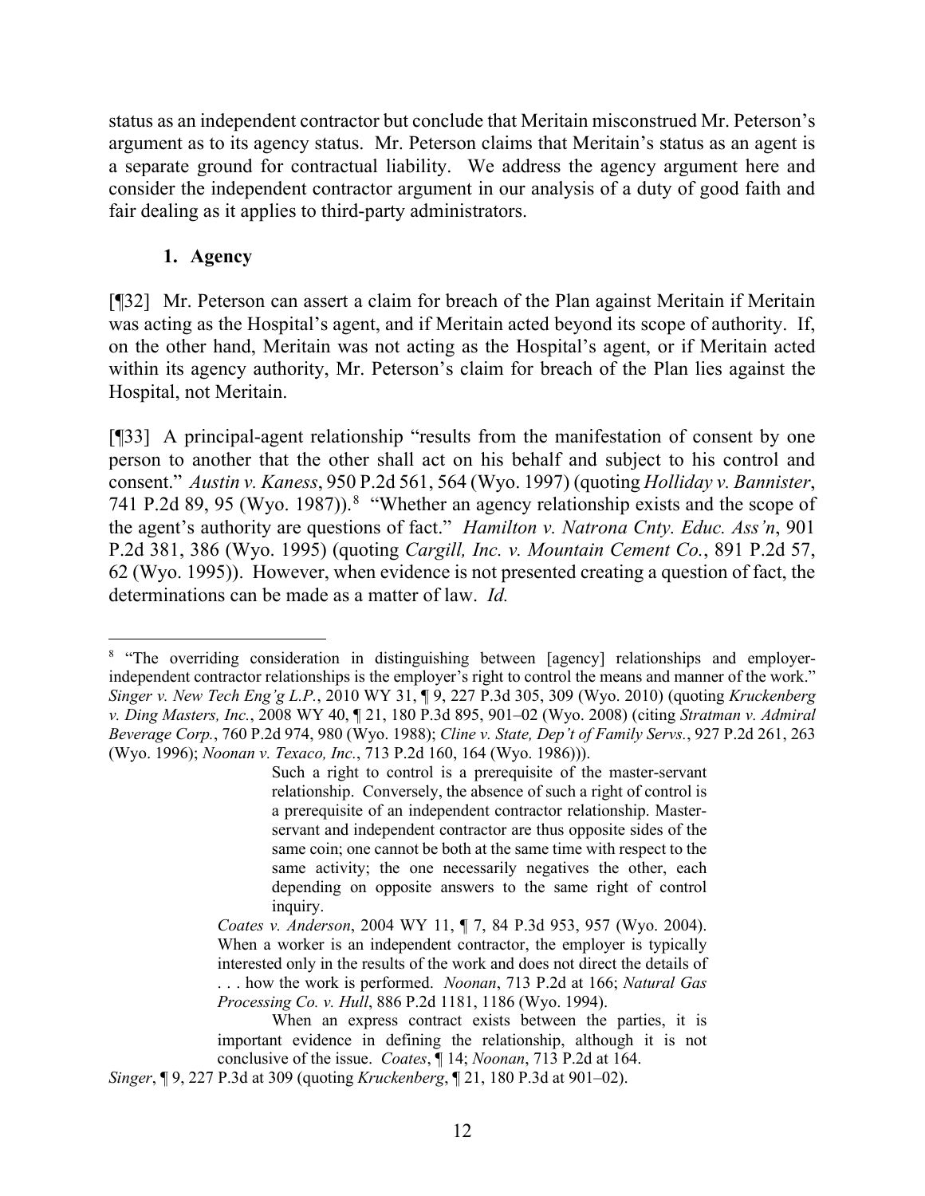status as an independent contractor but conclude that Meritain misconstrued Mr. Peterson's argument as to its agency status. Mr. Peterson claims that Meritain's status as an agent is a separate ground for contractual liability. We address the agency argument here and consider the independent contractor argument in our analysis of a duty of good faith and fair dealing as it applies to third-party administrators.

### 1. Agency

[¶32] Mr. Peterson can assert a claim for breach of the Plan against Meritain if Meritain was acting as the Hospital's agent, and if Meritain acted beyond its scope of authority. If, on the other hand, Meritain was not acting as the Hospital's agent, or if Meritain acted within its agency authority, Mr. Peterson's claim for breach of the Plan lies against the Hospital, not Meritain.

[¶33] A principal-agent relationship "results from the manifestation of consent by one person to another that the other shall act on his behalf and subject to his control and consent." *Austin v. Kaness*, 950 P.2d 561, 564 (Wyo. 1997) (quoting *Holliday v. Bannister*, 741 P.2d 89, 95 (Wyo. 1987)).[8] "Whether an agency relationship exists and the scope of the agent's authority are questions of fact." *Hamilton v. Natrona Cnty. Educ. Ass'n*, 901 P.2d 381, 386 (Wyo. 1995) (quoting *Cargill, Inc. v. Mountain Cement Co.*, 891 P.2d 57, 62 (Wyo. 1995)). However, when evidence is not presented creating a question of fact, the determinations can be made as a matter of law. *Id.*

---

[8] "The overriding consideration in distinguishing between [agency] relationships and employer-independent contractor relationships is the employer's right to control the means and manner of the work." *Singer v. New Tech Eng'g L.P.*, 2010 WY 31, ¶ 9, 227 P.3d 305, 309 (Wyo. 2010) (quoting *Kruckenberg v. Ding Masters, Inc.*, 2008 WY 40, ¶ 21, 180 P.3d 895, 901–02 (Wyo. 2008) (citing *Stratman v. Admiral Beverage Corp.*, 760 P.2d 974, 980 (Wyo. 1988); *Cline v. State, Dep't of Family Servs.*, 927 P.2d 261, 263 (Wyo. 1996); *Noonan v. Texaco, Inc.*, 713 P.2d 160, 164 (Wyo. 1986))).

> Such a right to control is a prerequisite of the master-servant relationship. Conversely, the absence of such a right of control is a prerequisite of an independent contractor relationship. Master-servant and independent contractor are thus opposite sides of the same coin; one cannot be both at the same time with respect to the same activity; the one necessarily negatives the other, each depending on opposite answers to the same right of control inquiry.
>
> *Coates v. Anderson*, 2004 WY 11, ¶ 7, 84 P.3d 953, 957 (Wyo. 2004). When a worker is an independent contractor, the employer is typically interested only in the results of the work and does not direct the details of . . . how the work is performed. *Noonan*, 713 P.2d at 166; *Natural Gas Processing Co. v. Hull*, 886 P.2d 1181, 1186 (Wyo. 1994).
>
> When an express contract exists between the parties, it is important evidence in defining the relationship, although it is not conclusive of the issue. *Coates*, ¶ 14; *Noonan*, 713 P.2d at 164.

*Singer*, ¶ 9, 227 P.3d at 309 (quoting *Kruckenberg*, ¶ 21, 180 P.3d at 901–02).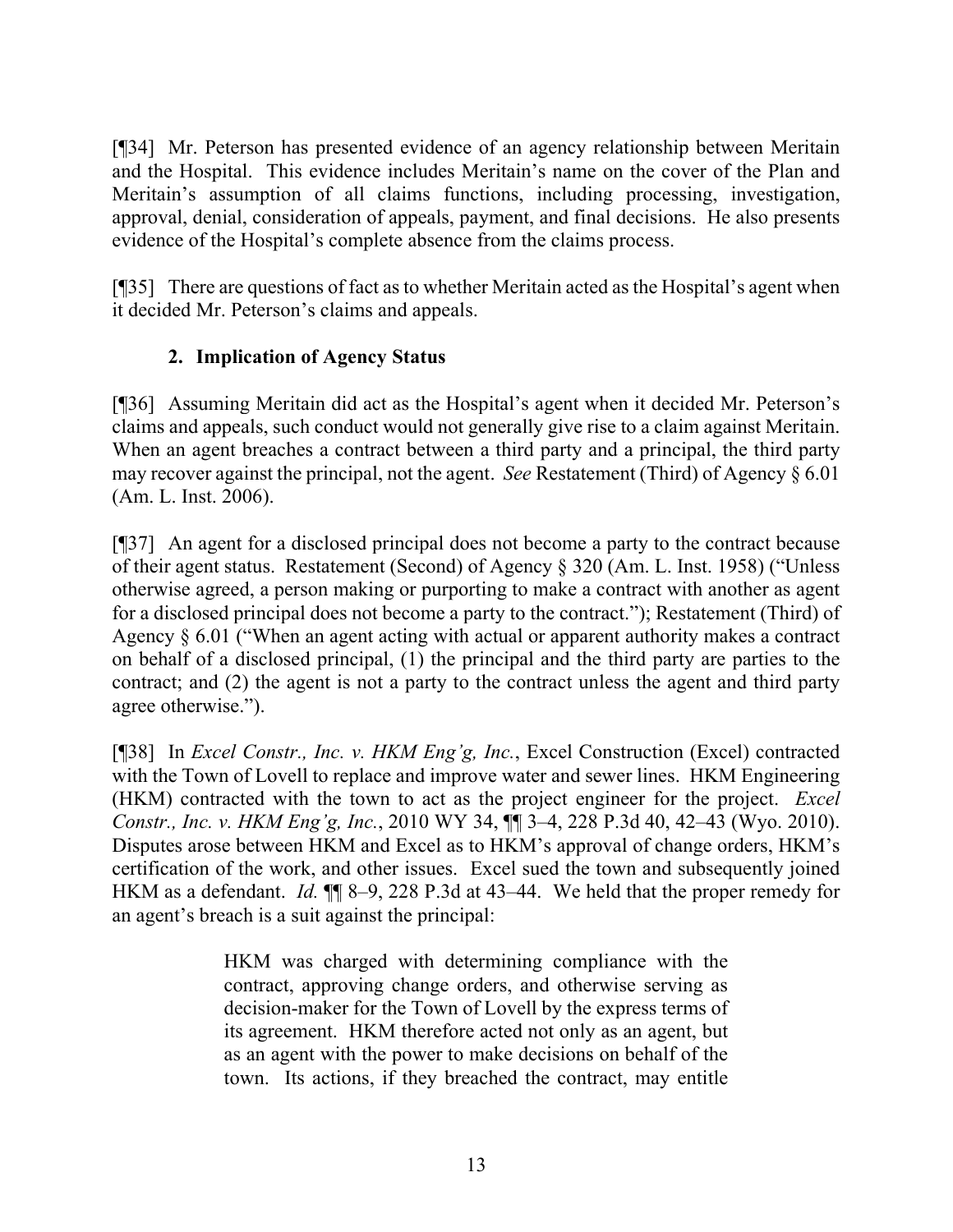[¶34] Mr. Peterson has presented evidence of an agency relationship between Meritain and the Hospital. This evidence includes Meritain's name on the cover of the Plan and Meritain's assumption of all claims functions, including processing, investigation, approval, denial, consideration of appeals, payment, and final decisions. He also presents evidence of the Hospital's complete absence from the claims process.

[¶35] There are questions of fact as to whether Meritain acted as the Hospital's agent when it decided Mr. Peterson's claims and appeals.

### 2. Implication of Agency Status

[¶36] Assuming Meritain did act as the Hospital's agent when it decided Mr. Peterson's claims and appeals, such conduct would not generally give rise to a claim against Meritain. When an agent breaches a contract between a third party and a principal, the third party may recover against the principal, not the agent. *See* Restatement (Third) of Agency § 6.01 (Am. L. Inst. 2006).

[¶37] An agent for a disclosed principal does not become a party to the contract because of their agent status. Restatement (Second) of Agency § 320 (Am. L. Inst. 1958) ("Unless otherwise agreed, a person making or purporting to make a contract with another as agent for a disclosed principal does not become a party to the contract."); Restatement (Third) of Agency § 6.01 ("When an agent acting with actual or apparent authority makes a contract on behalf of a disclosed principal, (1) the principal and the third party are parties to the contract; and (2) the agent is not a party to the contract unless the agent and third party agree otherwise.").

[¶38] In *Excel Constr., Inc. v. HKM Eng'g, Inc.*, Excel Construction (Excel) contracted with the Town of Lovell to replace and improve water and sewer lines. HKM Engineering (HKM) contracted with the town to act as the project engineer for the project. *Excel Constr., Inc. v. HKM Eng'g, Inc.*, 2010 WY 34, ¶¶ 3–4, 228 P.3d 40, 42–43 (Wyo. 2010). Disputes arose between HKM and Excel as to HKM's approval of change orders, HKM's certification of the work, and other issues. Excel sued the town and subsequently joined HKM as a defendant. *Id.* ¶¶ 8–9, 228 P.3d at 43–44. We held that the proper remedy for an agent's breach is a suit against the principal:

> HKM was charged with determining compliance with the contract, approving change orders, and otherwise serving as decision-maker for the Town of Lovell by the express terms of its agreement. HKM therefore acted not only as an agent, but as an agent with the power to make decisions on behalf of the town. Its actions, if they breached the contract, may entitle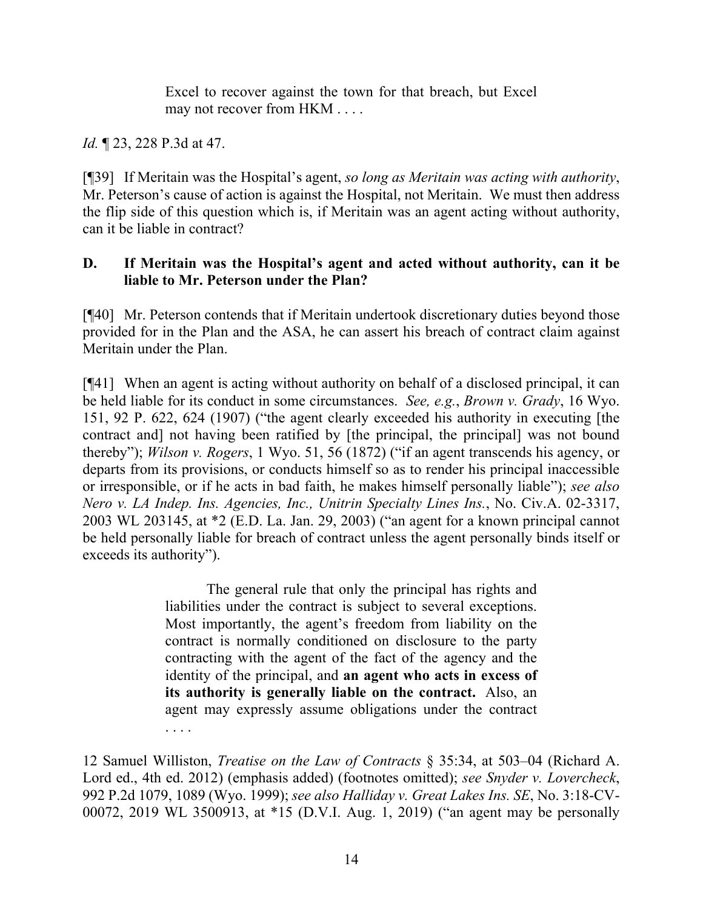> Excel to recover against the town for that breach, but Excel may not recover from HKM . . . .

*Id.* ¶ 23, 228 P.3d at 47.

[¶39] If Meritain was the Hospital's agent, *so long as Meritain was acting with authority*, Mr. Peterson's cause of action is against the Hospital, not Meritain. We must then address the flip side of this question which is, if Meritain was an agent acting without authority, can it be liable in contract?

### D. If Meritain was the Hospital's agent and acted without authority, can it be liable to Mr. Peterson under the Plan?

[¶40] Mr. Peterson contends that if Meritain undertook discretionary duties beyond those provided for in the Plan and the ASA, he can assert his breach of contract claim against Meritain under the Plan.

[¶41] When an agent is acting without authority on behalf of a disclosed principal, it can be held liable for its conduct in some circumstances. *See, e.g.*, *Brown v. Grady*, 16 Wyo. 151, 92 P. 622, 624 (1907) ("the agent clearly exceeded his authority in executing [the contract and] not having been ratified by [the principal, the principal] was not bound thereby"); *Wilson v. Rogers*, 1 Wyo. 51, 56 (1872) ("if an agent transcends his agency, or departs from its provisions, or conducts himself so as to render his principal inaccessible or irresponsible, or if he acts in bad faith, he makes himself personally liable"); *see also Nero v. LA Indep. Ins. Agencies, Inc., Unitrin Specialty Lines Ins.*, No. Civ.A. 02-3317, 2003 WL 203145, at *2 (E.D. La. Jan. 29, 2003) ("an agent for a known principal cannot be held personally liable for breach of contract unless the agent personally binds itself or exceeds its authority").

> The general rule that only the principal has rights and liabilities under the contract is subject to several exceptions. Most importantly, the agent's freedom from liability on the contract is normally conditioned on disclosure to the party contracting with the agent of the fact of the agency and the identity of the principal, and **an agent who acts in excess of its authority is generally liable on the contract.** Also, an agent may expressly assume obligations under the contract . . . .

12 Samuel Williston, *Treatise on the Law of Contracts* § 35:34, at 503–04 (Richard A. Lord ed., 4th ed. 2012) (emphasis added) (footnotes omitted); *see Snyder v. Lovercheck*, 992 P.2d 1079, 1089 (Wyo. 1999); *see also Halliday v. Great Lakes Ins. SE*, No. 3:18-CV-00072, 2019 WL 3500913, at *15 (D.V.I. Aug. 1, 2019) ("an agent may be personally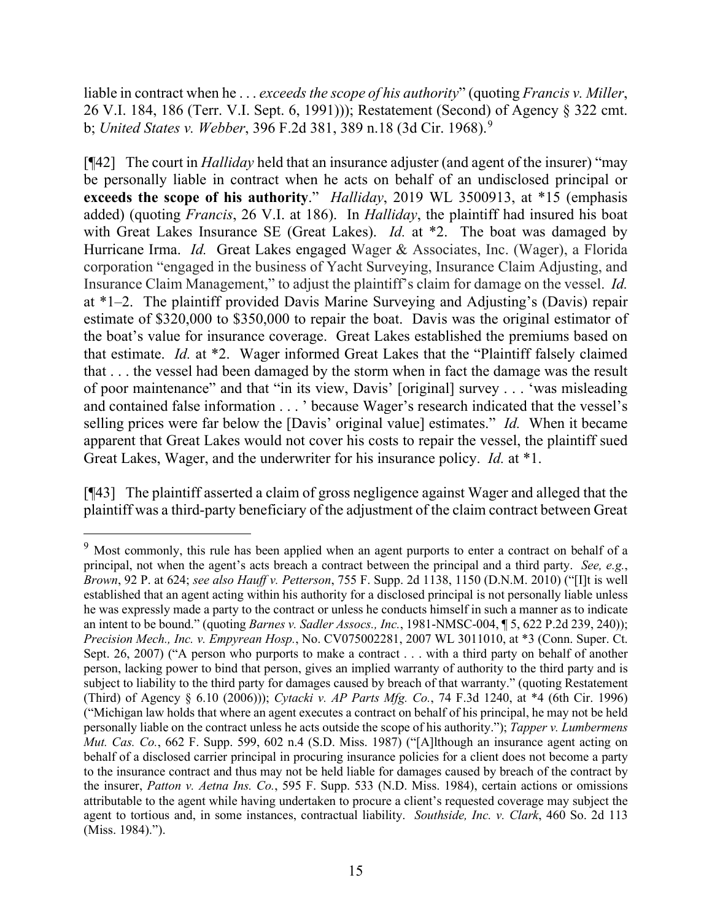liable in contract when he . . . *exceeds the scope of his authority*" (quoting *Francis v. Miller*, 26 V.I. 184, 186 (Terr. V.I. Sept. 6, 1991))); Restatement (Second) of Agency § 322 cmt. b; *United States v. Webber*, 396 F.2d 381, 389 n.18 (3d Cir. 1968).[9]

[¶42] The court in *Halliday* held that an insurance adjuster (and agent of the insurer) "may be personally liable in contract when he acts on behalf of an undisclosed principal or **exceeds the scope of his authority**." *Halliday*, 2019 WL 3500913, at *15 (emphasis added) (quoting *Francis*, 26 V.I. at 186). In *Halliday*, the plaintiff had insured his boat with Great Lakes Insurance SE (Great Lakes). *Id.* at *2. The boat was damaged by Hurricane Irma. *Id.* Great Lakes engaged Wager & Associates, Inc. (Wager), a Florida corporation "engaged in the business of Yacht Surveying, Insurance Claim Adjusting, and Insurance Claim Management," to adjust the plaintiff's claim for damage on the vessel. *Id.* at *1–2. The plaintiff provided Davis Marine Surveying and Adjusting's (Davis) repair estimate of $320,000 to $350,000 to repair the boat. Davis was the original estimator of the boat's value for insurance coverage. Great Lakes established the premiums based on that estimate. *Id.* at *2. Wager informed Great Lakes that the "Plaintiff falsely claimed that . . . the vessel had been damaged by the storm when in fact the damage was the result of poor maintenance" and that "in its view, Davis' [original] survey . . . 'was misleading and contained false information . . . ' because Wager's research indicated that the vessel's selling prices were far below the [Davis' original value] estimates." *Id.* When it became apparent that Great Lakes would not cover his costs to repair the vessel, the plaintiff sued Great Lakes, Wager, and the underwriter for his insurance policy. *Id.* at *1.

[¶43] The plaintiff asserted a claim of gross negligence against Wager and alleged that the plaintiff was a third-party beneficiary of the adjustment of the claim contract between Great

---

[9] Most commonly, this rule has been applied when an agent purports to enter a contract on behalf of a principal, not when the agent's acts breach a contract between the principal and a third party. *See, e.g.*, *Brown*, 92 P. at 624; *see also Hauff v. Petterson*, 755 F. Supp. 2d 1138, 1150 (D.N.M. 2010) ("[I]t is well established that an agent acting within his authority for a disclosed principal is not personally liable unless he was expressly made a party to the contract or unless he conducts himself in such a manner as to indicate an intent to be bound." (quoting *Barnes v. Sadler Assocs., Inc.*, 1981-NMSC-004, ¶ 5, 622 P.2d 239, 240)); *Precision Mech., Inc. v. Empyrean Hosp.*, No. CV075002281, 2007 WL 3011010, at *3 (Conn. Super. Ct. Sept. 26, 2007) ("A person who purports to make a contract . . . with a third party on behalf of another person, lacking power to bind that person, gives an implied warranty of authority to the third party and is subject to liability to the third party for damages caused by breach of that warranty." (quoting Restatement (Third) of Agency § 6.10 (2006))); *Cytacki v. AP Parts Mfg. Co.*, 74 F.3d 1240, at *4 (6th Cir. 1996) ("Michigan law holds that where an agent executes a contract on behalf of his principal, he may not be held personally liable on the contract unless he acts outside the scope of his authority."); *Tapper v. Lumbermens Mut. Cas. Co.*, 662 F. Supp. 599, 602 n.4 (S.D. Miss. 1987) ("[A]lthough an insurance agent acting on behalf of a disclosed carrier principal in procuring insurance policies for a client does not become a party to the insurance contract and thus may not be held liable for damages caused by breach of the contract by the insurer, *Patton v. Aetna Ins. Co.*, 595 F. Supp. 533 (N.D. Miss. 1984), certain actions or omissions attributable to the agent while having undertaken to procure a client's requested coverage may subject the agent to tortious and, in some instances, contractual liability. *Southside, Inc. v. Clark*, 460 So. 2d 113 (Miss. 1984).").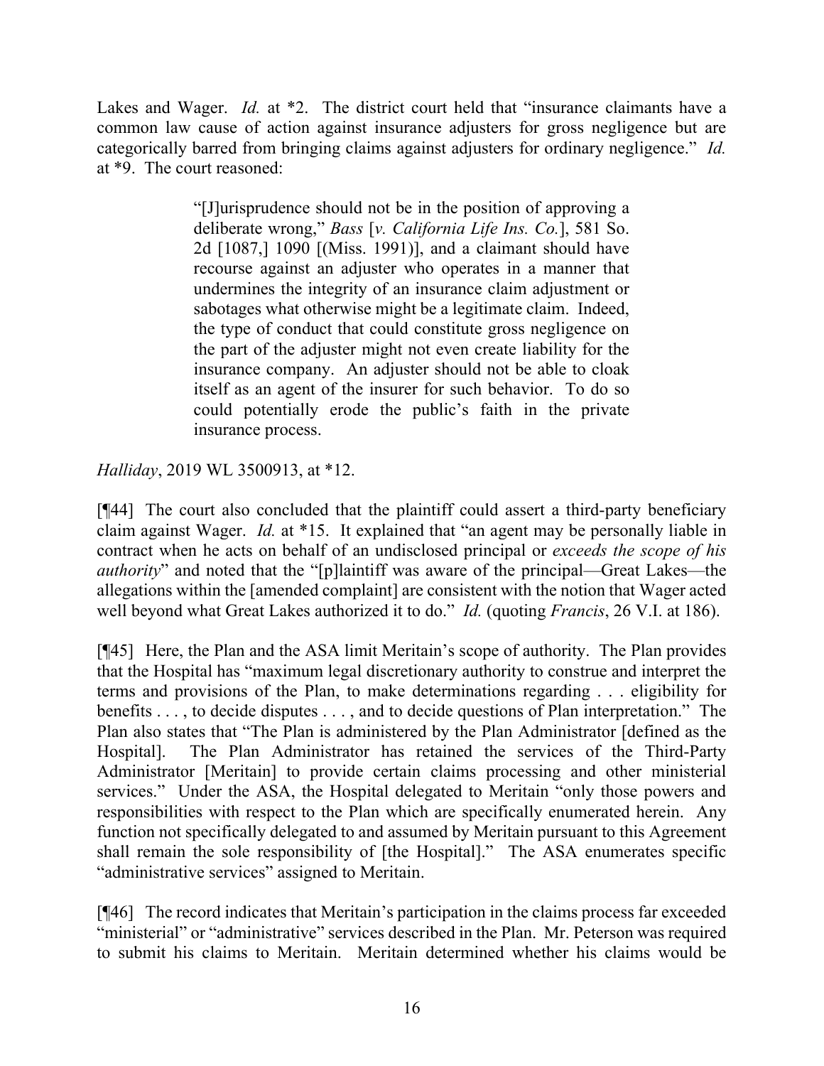Lakes and Wager. *Id.* at *2. The district court held that "insurance claimants have a common law cause of action against insurance adjusters for gross negligence but are categorically barred from bringing claims against adjusters for ordinary negligence." *Id.* at *9. The court reasoned:

> "[J]urisprudence should not be in the position of approving a deliberate wrong," *Bass* [*v. California Life Ins. Co.*], 581 So. 2d [1087,] 1090 [(Miss. 1991)], and a claimant should have recourse against an adjuster who operates in a manner that undermines the integrity of an insurance claim adjustment or sabotages what otherwise might be a legitimate claim. Indeed, the type of conduct that could constitute gross negligence on the part of the adjuster might not even create liability for the insurance company. An adjuster should not be able to cloak itself as an agent of the insurer for such behavior. To do so could potentially erode the public's faith in the private insurance process.

*Halliday*, 2019 WL 3500913, at *12.

[¶44] The court also concluded that the plaintiff could assert a third-party beneficiary claim against Wager. *Id.* at *15. It explained that "an agent may be personally liable in contract when he acts on behalf of an undisclosed principal or *exceeds the scope of his authority*" and noted that the "[p]laintiff was aware of the principal—Great Lakes—the allegations within the [amended complaint] are consistent with the notion that Wager acted well beyond what Great Lakes authorized it to do." *Id.* (quoting *Francis*, 26 V.I. at 186).

[¶45] Here, the Plan and the ASA limit Meritain's scope of authority. The Plan provides that the Hospital has "maximum legal discretionary authority to construe and interpret the terms and provisions of the Plan, to make determinations regarding . . . eligibility for benefits . . . , to decide disputes . . . , and to decide questions of Plan interpretation." The Plan also states that "The Plan is administered by the Plan Administrator [defined as the Hospital]. The Plan Administrator has retained the services of the Third-Party Administrator [Meritain] to provide certain claims processing and other ministerial services." Under the ASA, the Hospital delegated to Meritain "only those powers and responsibilities with respect to the Plan which are specifically enumerated herein. Any function not specifically delegated to and assumed by Meritain pursuant to this Agreement shall remain the sole responsibility of [the Hospital]." The ASA enumerates specific "administrative services" assigned to Meritain.

[¶46] The record indicates that Meritain's participation in the claims process far exceeded "ministerial" or "administrative" services described in the Plan. Mr. Peterson was required to submit his claims to Meritain. Meritain determined whether his claims would be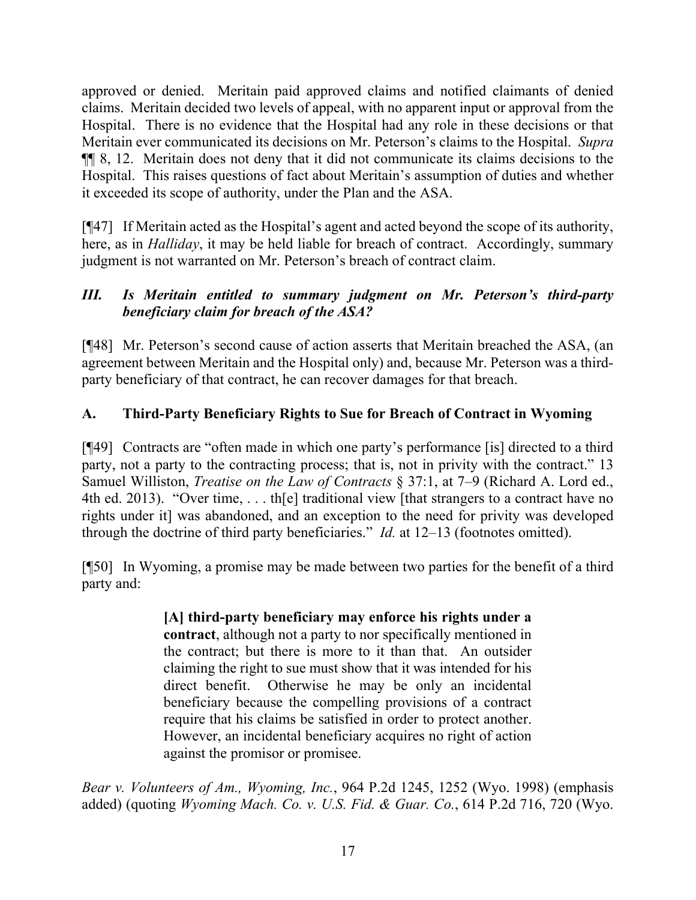approved or denied. Meritain paid approved claims and notified claimants of denied claims. Meritain decided two levels of appeal, with no apparent input or approval from the Hospital. There is no evidence that the Hospital had any role in these decisions or that Meritain ever communicated its decisions on Mr. Peterson's claims to the Hospital. *Supra* ¶¶ 8, 12. Meritain does not deny that it did not communicate its claims decisions to the Hospital. This raises questions of fact about Meritain's assumption of duties and whether it exceeded its scope of authority, under the Plan and the ASA.

[¶47] If Meritain acted as the Hospital's agent and acted beyond the scope of its authority, here, as in *Halliday*, it may be held liable for breach of contract. Accordingly, summary judgment is not warranted on Mr. Peterson's breach of contract claim.

### *III. Is Meritain entitled to summary judgment on Mr. Peterson's third-party beneficiary claim for breach of the ASA?*

[¶48] Mr. Peterson's second cause of action asserts that Meritain breached the ASA, (an agreement between Meritain and the Hospital only) and, because Mr. Peterson was a third-party beneficiary of that contract, he can recover damages for that breach.

### A. Third-Party Beneficiary Rights to Sue for Breach of Contract in Wyoming

[¶49] Contracts are "often made in which one party's performance [is] directed to a third party, not a party to the contracting process; that is, not in privity with the contract." 13 Samuel Williston, *Treatise on the Law of Contracts* § 37:1, at 7–9 (Richard A. Lord ed., 4th ed. 2013). "Over time, . . . th[e] traditional view [that strangers to a contract have no rights under it] was abandoned, and an exception to the need for privity was developed through the doctrine of third party beneficiaries." *Id.* at 12–13 (footnotes omitted).

[¶50] In Wyoming, a promise may be made between two parties for the benefit of a third party and:

> **[A] third-party beneficiary may enforce his rights under a contract**, although not a party to nor specifically mentioned in the contract; but there is more to it than that. An outsider claiming the right to sue must show that it was intended for his direct benefit. Otherwise he may be only an incidental beneficiary because the compelling provisions of a contract require that his claims be satisfied in order to protect another. However, an incidental beneficiary acquires no right of action against the promisor or promisee.

*Bear v. Volunteers of Am., Wyoming, Inc.*, 964 P.2d 1245, 1252 (Wyo. 1998) (emphasis added) (quoting *Wyoming Mach. Co. v. U.S. Fid. & Guar. Co.*, 614 P.2d 716, 720 (Wyo.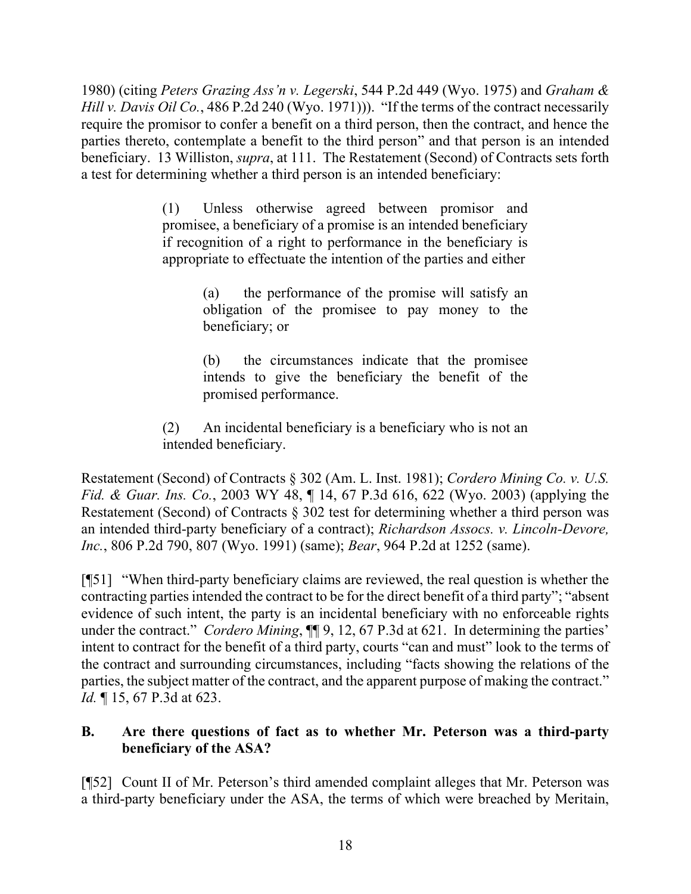1980) (citing *Peters Grazing Ass'n v. Legerski*, 544 P.2d 449 (Wyo. 1975) and *Graham & Hill v. Davis Oil Co.*, 486 P.2d 240 (Wyo. 1971))). "If the terms of the contract necessarily require the promisor to confer a benefit on a third person, then the contract, and hence the parties thereto, contemplate a benefit to the third person" and that person is an intended beneficiary. 13 Williston, *supra*, at 111. The Restatement (Second) of Contracts sets forth a test for determining whether a third person is an intended beneficiary:

> (1) Unless otherwise agreed between promisor and promisee, a beneficiary of a promise is an intended beneficiary if recognition of a right to performance in the beneficiary is appropriate to effectuate the intention of the parties and either
>
> > (a) the performance of the promise will satisfy an obligation of the promisee to pay money to the beneficiary; or
> >
> > (b) the circumstances indicate that the promisee intends to give the beneficiary the benefit of the promised performance.
>
> (2) An incidental beneficiary is a beneficiary who is not an intended beneficiary.

Restatement (Second) of Contracts § 302 (Am. L. Inst. 1981); *Cordero Mining Co. v. U.S. Fid. & Guar. Ins. Co.*, 2003 WY 48, ¶ 14, 67 P.3d 616, 622 (Wyo. 2003) (applying the Restatement (Second) of Contracts § 302 test for determining whether a third person was an intended third-party beneficiary of a contract); *Richardson Assocs. v. Lincoln-Devore, Inc.*, 806 P.2d 790, 807 (Wyo. 1991) (same); *Bear*, 964 P.2d at 1252 (same).

[¶51] "When third-party beneficiary claims are reviewed, the real question is whether the contracting parties intended the contract to be for the direct benefit of a third party"; "absent evidence of such intent, the party is an incidental beneficiary with no enforceable rights under the contract." *Cordero Mining*, ¶¶ 9, 12, 67 P.3d at 621. In determining the parties' intent to contract for the benefit of a third party, courts "can and must" look to the terms of the contract and surrounding circumstances, including "facts showing the relations of the parties, the subject matter of the contract, and the apparent purpose of making the contract." *Id.* ¶ 15, 67 P.3d at 623.

### B. Are there questions of fact as to whether Mr. Peterson was a third-party beneficiary of the ASA?

[¶52] Count II of Mr. Peterson's third amended complaint alleges that Mr. Peterson was a third-party beneficiary under the ASA, the terms of which were breached by Meritain,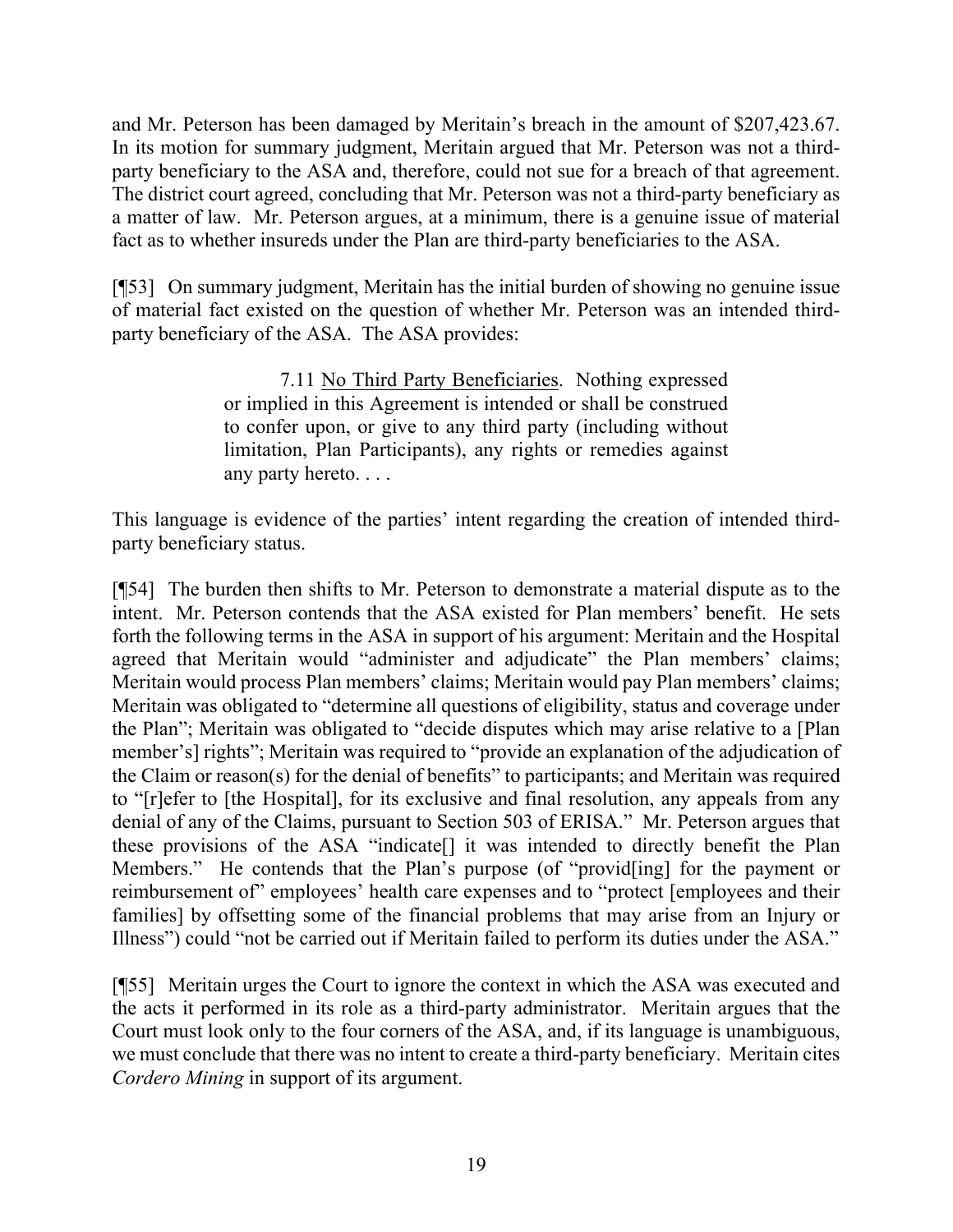and Mr. Peterson has been damaged by Meritain's breach in the amount of $207,423.67. In its motion for summary judgment, Meritain argued that Mr. Peterson was not a third-party beneficiary to the ASA and, therefore, could not sue for a breach of that agreement. The district court agreed, concluding that Mr. Peterson was not a third-party beneficiary as a matter of law. Mr. Peterson argues, at a minimum, there is a genuine issue of material fact as to whether insureds under the Plan are third-party beneficiaries to the ASA.

[¶53] On summary judgment, Meritain has the initial burden of showing no genuine issue of material fact existed on the question of whether Mr. Peterson was an intended third-party beneficiary of the ASA. The ASA provides:

> 7.11 <u>No Third Party Beneficiaries</u>. Nothing expressed or implied in this Agreement is intended or shall be construed to confer upon, or give to any third party (including without limitation, Plan Participants), any rights or remedies against any party hereto. . . .

This language is evidence of the parties' intent regarding the creation of intended third-party beneficiary status.

[¶54] The burden then shifts to Mr. Peterson to demonstrate a material dispute as to the intent. Mr. Peterson contends that the ASA existed for Plan members' benefit. He sets forth the following terms in the ASA in support of his argument: Meritain and the Hospital agreed that Meritain would "administer and adjudicate" the Plan members' claims; Meritain would process Plan members' claims; Meritain would pay Plan members' claims; Meritain was obligated to "determine all questions of eligibility, status and coverage under the Plan"; Meritain was obligated to "decide disputes which may arise relative to a [Plan member's] rights"; Meritain was required to "provide an explanation of the adjudication of the Claim or reason(s) for the denial of benefits" to participants; and Meritain was required to "[r]efer to [the Hospital], for its exclusive and final resolution, any appeals from any denial of any of the Claims, pursuant to Section 503 of ERISA." Mr. Peterson argues that these provisions of the ASA "indicate[] it was intended to directly benefit the Plan Members." He contends that the Plan's purpose (of "provid[ing] for the payment or reimbursement of" employees' health care expenses and to "protect [employees and their families] by offsetting some of the financial problems that may arise from an Injury or Illness") could "not be carried out if Meritain failed to perform its duties under the ASA."

[¶55] Meritain urges the Court to ignore the context in which the ASA was executed and the acts it performed in its role as a third-party administrator. Meritain argues that the Court must look only to the four corners of the ASA, and, if its language is unambiguous, we must conclude that there was no intent to create a third-party beneficiary. Meritain cites *Cordero Mining* in support of its argument.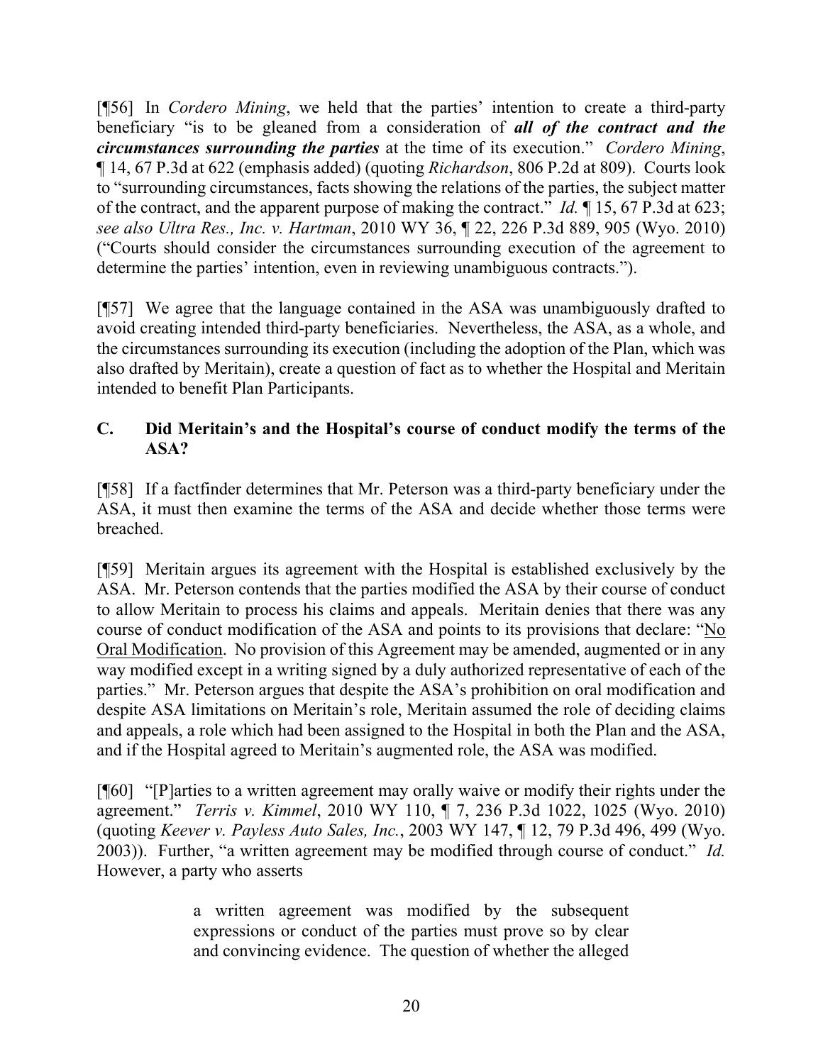[¶56] In *Cordero Mining*, we held that the parties' intention to create a third-party beneficiary "is to be gleaned from a consideration of ***all of the contract and the circumstances surrounding the parties*** at the time of its execution." *Cordero Mining*, ¶ 14, 67 P.3d at 622 (emphasis added) (quoting *Richardson*, 806 P.2d at 809). Courts look to "surrounding circumstances, facts showing the relations of the parties, the subject matter of the contract, and the apparent purpose of making the contract." *Id.* ¶ 15, 67 P.3d at 623; *see also Ultra Res., Inc. v. Hartman*, 2010 WY 36, ¶ 22, 226 P.3d 889, 905 (Wyo. 2010) ("Courts should consider the circumstances surrounding execution of the agreement to determine the parties' intention, even in reviewing unambiguous contracts.").

[¶57] We agree that the language contained in the ASA was unambiguously drafted to avoid creating intended third-party beneficiaries. Nevertheless, the ASA, as a whole, and the circumstances surrounding its execution (including the adoption of the Plan, which was also drafted by Meritain), create a question of fact as to whether the Hospital and Meritain intended to benefit Plan Participants.

### C. Did Meritain's and the Hospital's course of conduct modify the terms of the ASA?

[¶58] If a factfinder determines that Mr. Peterson was a third-party beneficiary under the ASA, it must then examine the terms of the ASA and decide whether those terms were breached.

[¶59] Meritain argues its agreement with the Hospital is established exclusively by the ASA. Mr. Peterson contends that the parties modified the ASA by their course of conduct to allow Meritain to process his claims and appeals. Meritain denies that there was any course of conduct modification of the ASA and points to its provisions that declare: "No Oral Modification. No provision of this Agreement may be amended, augmented or in any way modified except in a writing signed by a duly authorized representative of each of the parties." Mr. Peterson argues that despite the ASA's prohibition on oral modification and despite ASA limitations on Meritain's role, Meritain assumed the role of deciding claims and appeals, a role which had been assigned to the Hospital in both the Plan and the ASA, and if the Hospital agreed to Meritain's augmented role, the ASA was modified.

[¶60] "[P]arties to a written agreement may orally waive or modify their rights under the agreement." *Terris v. Kimmel*, 2010 WY 110, ¶ 7, 236 P.3d 1022, 1025 (Wyo. 2010) (quoting *Keever v. Payless Auto Sales, Inc.*, 2003 WY 147, ¶ 12, 79 P.3d 496, 499 (Wyo. 2003)). Further, "a written agreement may be modified through course of conduct." *Id.* However, a party who asserts

> a written agreement was modified by the subsequent expressions or conduct of the parties must prove so by clear and convincing evidence. The question of whether the alleged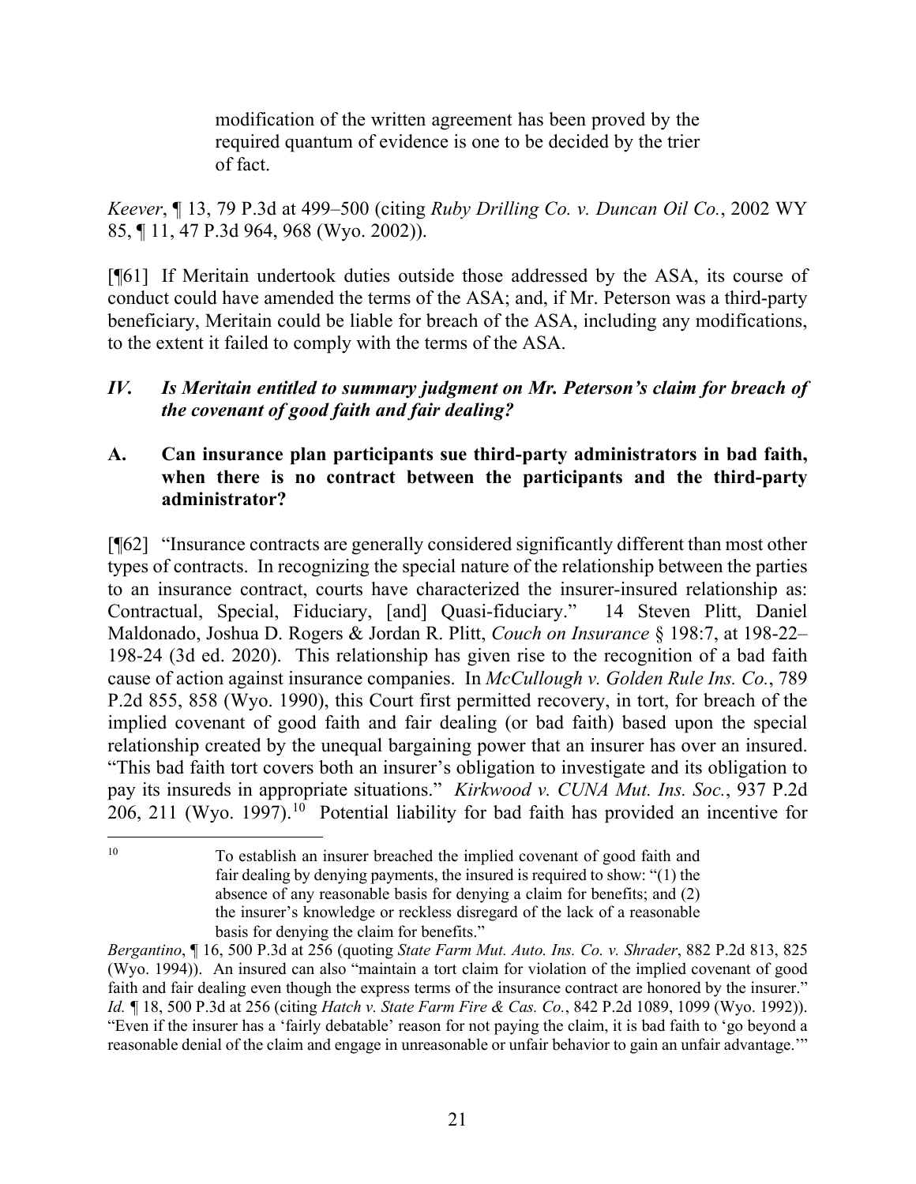> modification of the written agreement has been proved by the required quantum of evidence is one to be decided by the trier of fact.

*Keever*, ¶ 13, 79 P.3d at 499–500 (citing *Ruby Drilling Co. v. Duncan Oil Co.*, 2002 WY 85, ¶ 11, 47 P.3d 964, 968 (Wyo. 2002)).

[¶61] If Meritain undertook duties outside those addressed by the ASA, its course of conduct could have amended the terms of the ASA; and, if Mr. Peterson was a third-party beneficiary, Meritain could be liable for breach of the ASA, including any modifications, to the extent it failed to comply with the terms of the ASA.

### *IV. Is Meritain entitled to summary judgment on Mr. Peterson's claim for breach of the covenant of good faith and fair dealing?*

### A. Can insurance plan participants sue third-party administrators in bad faith, when there is no contract between the participants and the third-party administrator?

[¶62] "Insurance contracts are generally considered significantly different than most other types of contracts. In recognizing the special nature of the relationship between the parties to an insurance contract, courts have characterized the insurer-insured relationship as: Contractual, Special, Fiduciary, [and] Quasi-fiduciary." 14 Steven Plitt, Daniel Maldonado, Joshua D. Rogers & Jordan R. Plitt, *Couch on Insurance* § 198:7, at 198-22–198-24 (3d ed. 2020). This relationship has given rise to the recognition of a bad faith cause of action against insurance companies. In *McCullough v. Golden Rule Ins. Co.*, 789 P.2d 855, 858 (Wyo. 1990), this Court first permitted recovery, in tort, for breach of the implied covenant of good faith and fair dealing (or bad faith) based upon the special relationship created by the unequal bargaining power that an insurer has over an insured. "This bad faith tort covers both an insurer's obligation to investigate and its obligation to pay its insureds in appropriate situations." *Kirkwood v. CUNA Mut. Ins. Soc.*, 937 P.2d 206, 211 (Wyo. 1997).[10] Potential liability for bad faith has provided an incentive for

---

[10]

> To establish an insurer breached the implied covenant of good faith and fair dealing by denying payments, the insured is required to show: "(1) the absence of any reasonable basis for denying a claim for benefits; and (2) the insurer's knowledge or reckless disregard of the lack of a reasonable basis for denying the claim for benefits."

*Bergantino*, ¶ 16, 500 P.3d at 256 (quoting *State Farm Mut. Auto. Ins. Co. v. Shrader*, 882 P.2d 813, 825 (Wyo. 1994)). An insured can also "maintain a tort claim for violation of the implied covenant of good faith and fair dealing even though the express terms of the insurance contract are honored by the insurer." *Id.* ¶ 18, 500 P.3d at 256 (citing *Hatch v. State Farm Fire & Cas. Co.*, 842 P.2d 1089, 1099 (Wyo. 1992)). "Even if the insurer has a 'fairly debatable' reason for not paying the claim, it is bad faith to 'go beyond a reasonable denial of the claim and engage in unreasonable or unfair behavior to gain an unfair advantage.'"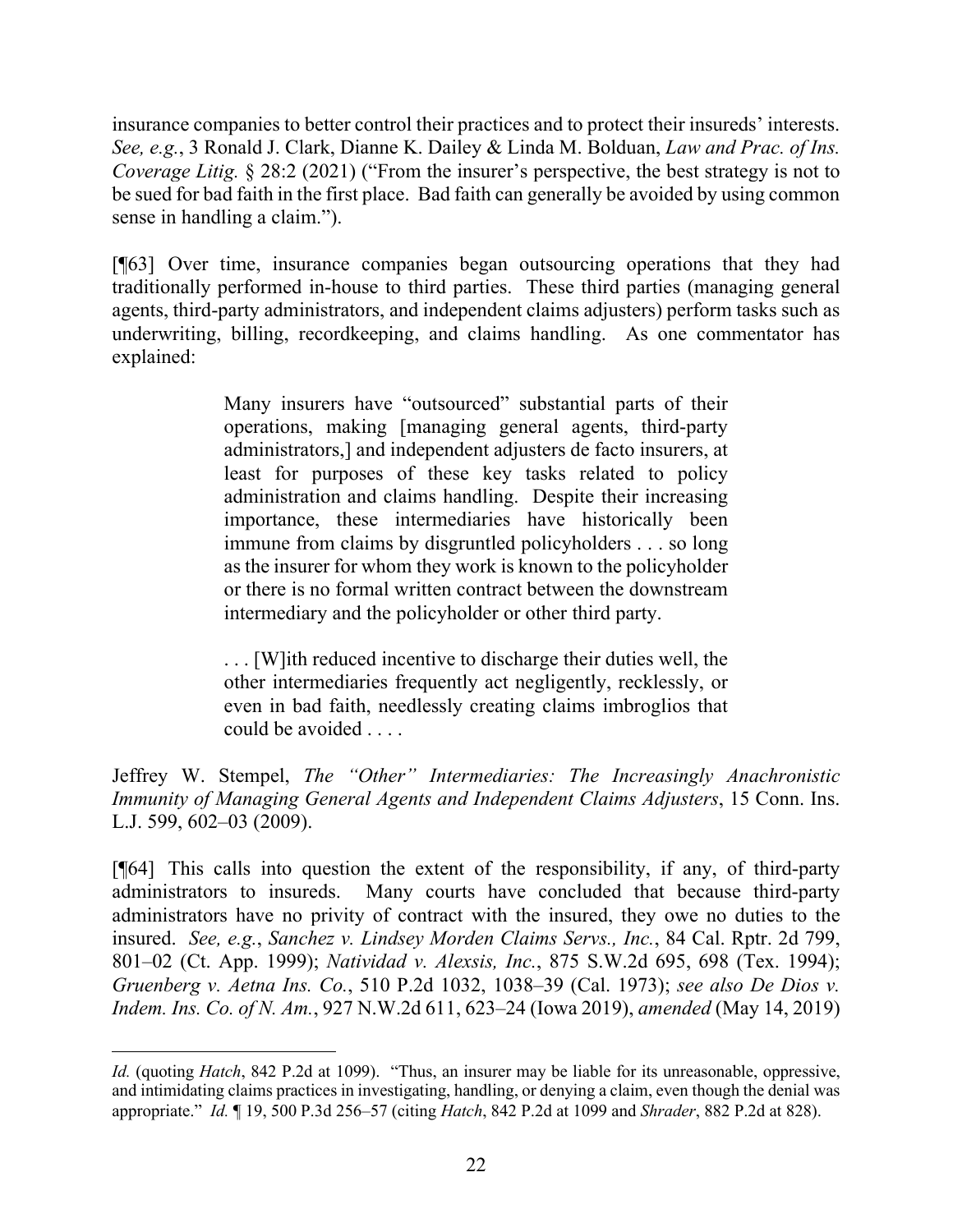insurance companies to better control their practices and to protect their insureds' interests. *See, e.g.*, 3 Ronald J. Clark, Dianne K. Dailey & Linda M. Bolduan, *Law and Prac. of Ins. Coverage Litig.* § 28:2 (2021) ("From the insurer's perspective, the best strategy is not to be sued for bad faith in the first place. Bad faith can generally be avoided by using common sense in handling a claim.").

[¶63] Over time, insurance companies began outsourcing operations that they had traditionally performed in-house to third parties. These third parties (managing general agents, third-party administrators, and independent claims adjusters) perform tasks such as underwriting, billing, recordkeeping, and claims handling. As one commentator has explained:

> Many insurers have "outsourced" substantial parts of their operations, making [managing general agents, third-party administrators,] and independent adjusters de facto insurers, at least for purposes of these key tasks related to policy administration and claims handling. Despite their increasing importance, these intermediaries have historically been immune from claims by disgruntled policyholders . . . so long as the insurer for whom they work is known to the policyholder or there is no formal written contract between the downstream intermediary and the policyholder or other third party.
>
> . . . [W]ith reduced incentive to discharge their duties well, the other intermediaries frequently act negligently, recklessly, or even in bad faith, needlessly creating claims imbroglios that could be avoided . . . .

Jeffrey W. Stempel, *The "Other" Intermediaries: The Increasingly Anachronistic Immunity of Managing General Agents and Independent Claims Adjusters*, 15 Conn. Ins. L.J. 599, 602–03 (2009).

[¶64] This calls into question the extent of the responsibility, if any, of third-party administrators to insureds. Many courts have concluded that because third-party administrators have no privity of contract with the insured, they owe no duties to the insured. *See, e.g.*, *Sanchez v. Lindsey Morden Claims Servs., Inc.*, 84 Cal. Rptr. 2d 799, 801–02 (Ct. App. 1999); *Natividad v. Alexsis, Inc.*, 875 S.W.2d 695, 698 (Tex. 1994); *Gruenberg v. Aetna Ins. Co.*, 510 P.2d 1032, 1038–39 (Cal. 1973); *see also De Dios v. Indem. Ins. Co. of N. Am.*, 927 N.W.2d 611, 623–24 (Iowa 2019), *amended* (May 14, 2019)

---

*Id.* (quoting *Hatch*, 842 P.2d at 1099). "Thus, an insurer may be liable for its unreasonable, oppressive, and intimidating claims practices in investigating, handling, or denying a claim, even though the denial was appropriate." *Id.* ¶ 19, 500 P.3d 256–57 (citing *Hatch*, 842 P.2d at 1099 and *Shrader*, 882 P.2d at 828).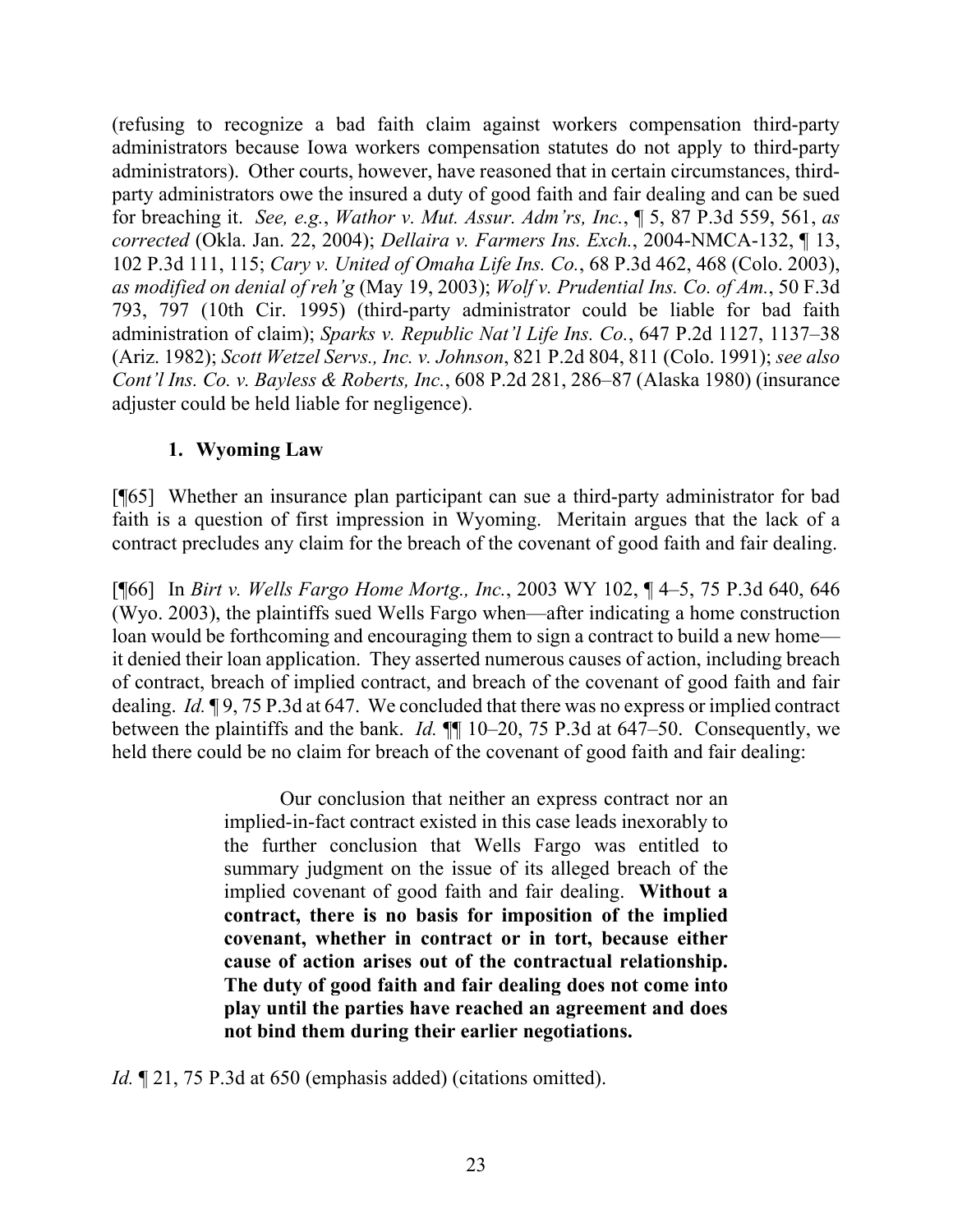(refusing to recognize a bad faith claim against workers compensation third-party administrators because Iowa workers compensation statutes do not apply to third-party administrators). Other courts, however, have reasoned that in certain circumstances, third-party administrators owe the insured a duty of good faith and fair dealing and can be sued for breaching it. *See, e.g.*, *Wathor v. Mut. Assur. Adm'rs, Inc.*, ¶ 5, 87 P.3d 559, 561, *as corrected* (Okla. Jan. 22, 2004); *Dellaira v. Farmers Ins. Exch.*, 2004-NMCA-132, ¶ 13, 102 P.3d 111, 115; *Cary v. United of Omaha Life Ins. Co.*, 68 P.3d 462, 468 (Colo. 2003), *as modified on denial of reh'g* (May 19, 2003); *Wolf v. Prudential Ins. Co. of Am.*, 50 F.3d 793, 797 (10th Cir. 1995) (third-party administrator could be liable for bad faith administration of claim); *Sparks v. Republic Nat'l Life Ins. Co.*, 647 P.2d 1127, 1137–38 (Ariz. 1982); *Scott Wetzel Servs., Inc. v. Johnson*, 821 P.2d 804, 811 (Colo. 1991); *see also Cont'l Ins. Co. v. Bayless & Roberts, Inc.*, 608 P.2d 281, 286–87 (Alaska 1980) (insurance adjuster could be held liable for negligence).

### 1. Wyoming Law

[¶65] Whether an insurance plan participant can sue a third-party administrator for bad faith is a question of first impression in Wyoming. Meritain argues that the lack of a contract precludes any claim for the breach of the covenant of good faith and fair dealing.

[¶66] In *Birt v. Wells Fargo Home Mortg., Inc.*, 2003 WY 102, ¶ 4–5, 75 P.3d 640, 646 (Wyo. 2003), the plaintiffs sued Wells Fargo when—after indicating a home construction loan would be forthcoming and encouraging them to sign a contract to build a new home—it denied their loan application. They asserted numerous causes of action, including breach of contract, breach of implied contract, and breach of the covenant of good faith and fair dealing. *Id.* ¶ 9, 75 P.3d at 647. We concluded that there was no express or implied contract between the plaintiffs and the bank. *Id.* ¶¶ 10–20, 75 P.3d at 647–50. Consequently, we held there could be no claim for breach of the covenant of good faith and fair dealing:

> Our conclusion that neither an express contract nor an implied-in-fact contract existed in this case leads inexorably to the further conclusion that Wells Fargo was entitled to summary judgment on the issue of its alleged breach of the implied covenant of good faith and fair dealing. **Without a contract, there is no basis for imposition of the implied covenant, whether in contract or in tort, because either cause of action arises out of the contractual relationship. The duty of good faith and fair dealing does not come into play until the parties have reached an agreement and does not bind them during their earlier negotiations.**

*Id.* ¶ 21, 75 P.3d at 650 (emphasis added) (citations omitted).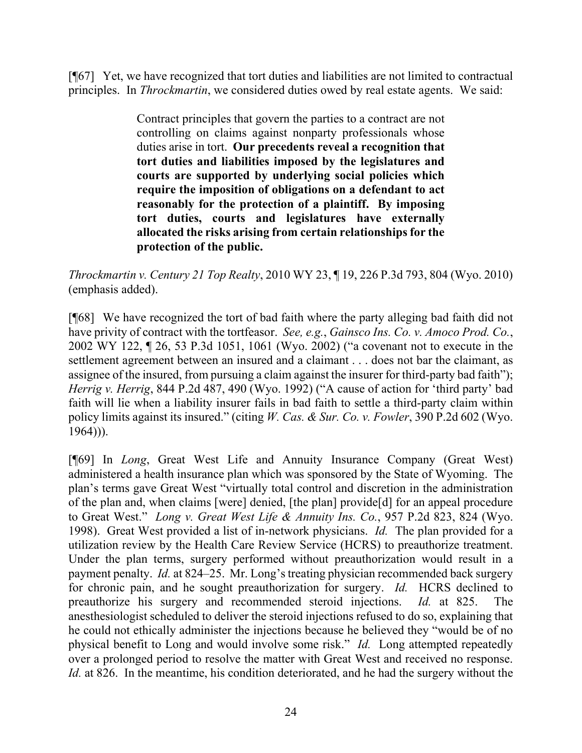[¶67] Yet, we have recognized that tort duties and liabilities are not limited to contractual principles. In *Throckmartin*, we considered duties owed by real estate agents. We said:

> Contract principles that govern the parties to a contract are not controlling on claims against nonparty professionals whose duties arise in tort. **Our precedents reveal a recognition that tort duties and liabilities imposed by the legislatures and courts are supported by underlying social policies which require the imposition of obligations on a defendant to act reasonably for the protection of a plaintiff. By imposing tort duties, courts and legislatures have externally allocated the risks arising from certain relationships for the protection of the public.**

*Throckmartin v. Century 21 Top Realty*, 2010 WY 23, ¶ 19, 226 P.3d 793, 804 (Wyo. 2010) (emphasis added).

[¶68] We have recognized the tort of bad faith where the party alleging bad faith did not have privity of contract with the tortfeasor. *See, e.g.*, *Gainsco Ins. Co. v. Amoco Prod. Co.*, 2002 WY 122, ¶ 26, 53 P.3d 1051, 1061 (Wyo. 2002) ("a covenant not to execute in the settlement agreement between an insured and a claimant . . . does not bar the claimant, as assignee of the insured, from pursuing a claim against the insurer for third-party bad faith"); *Herrig v. Herrig*, 844 P.2d 487, 490 (Wyo. 1992) ("A cause of action for 'third party' bad faith will lie when a liability insurer fails in bad faith to settle a third-party claim within policy limits against its insured." (citing *W. Cas. & Sur. Co. v. Fowler*, 390 P.2d 602 (Wyo. 1964))).

[¶69] In *Long*, Great West Life and Annuity Insurance Company (Great West) administered a health insurance plan which was sponsored by the State of Wyoming. The plan's terms gave Great West "virtually total control and discretion in the administration of the plan and, when claims [were] denied, [the plan] provide[d] for an appeal procedure to Great West." *Long v. Great West Life & Annuity Ins. Co.*, 957 P.2d 823, 824 (Wyo. 1998). Great West provided a list of in-network physicians. *Id.* The plan provided for a utilization review by the Health Care Review Service (HCRS) to preauthorize treatment. Under the plan terms, surgery performed without preauthorization would result in a payment penalty. *Id.* at 824–25. Mr. Long's treating physician recommended back surgery for chronic pain, and he sought preauthorization for surgery. *Id.* HCRS declined to preauthorize his surgery and recommended steroid injections. *Id.* at 825. The anesthesiologist scheduled to deliver the steroid injections refused to do so, explaining that he could not ethically administer the injections because he believed they "would be of no physical benefit to Long and would involve some risk." *Id.* Long attempted repeatedly over a prolonged period to resolve the matter with Great West and received no response. *Id.* at 826. In the meantime, his condition deteriorated, and he had the surgery without the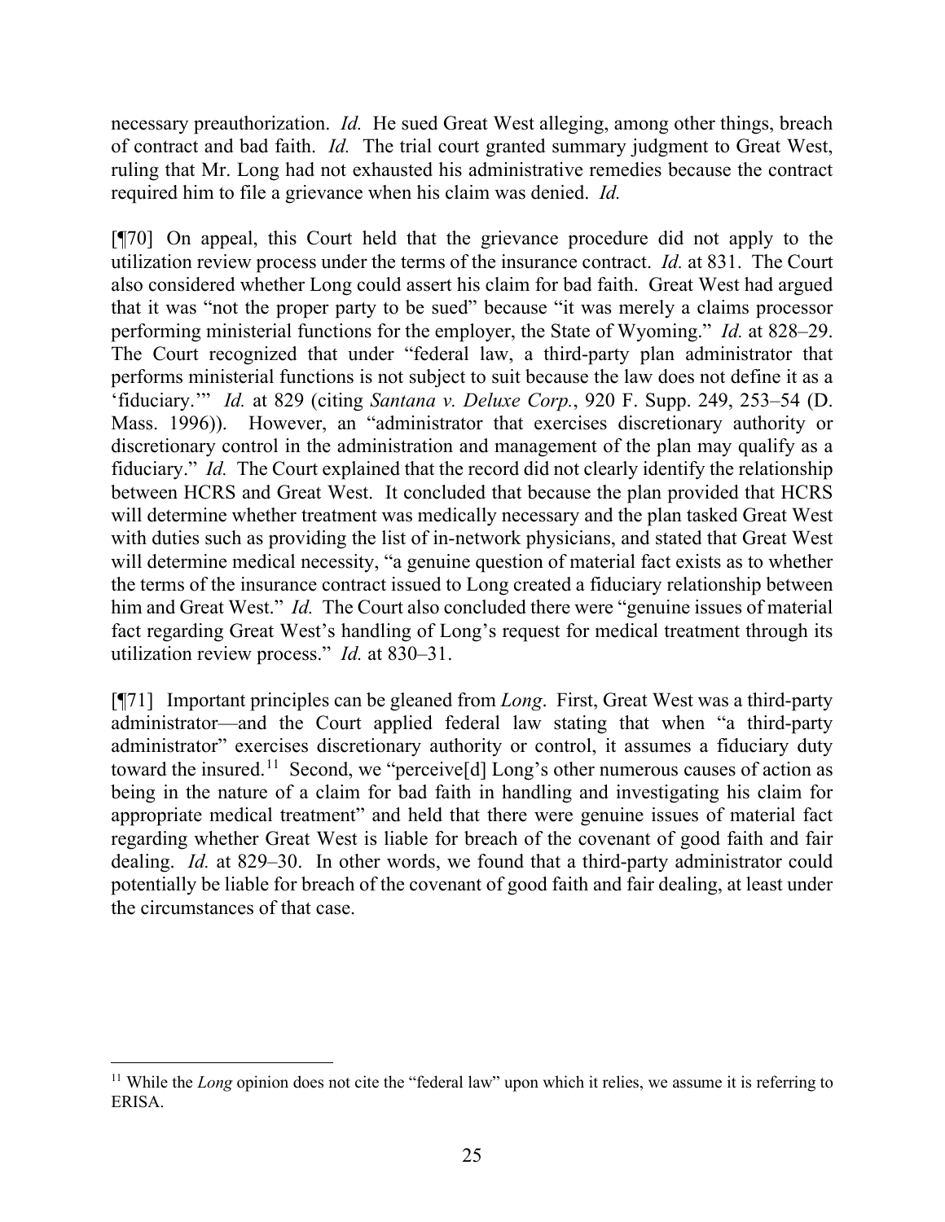necessary preauthorization. *Id.* He sued Great West alleging, among other things, breach of contract and bad faith. *Id.* The trial court granted summary judgment to Great West, ruling that Mr. Long had not exhausted his administrative remedies because the contract required him to file a grievance when his claim was denied. *Id.*

[¶70] On appeal, this Court held that the grievance procedure did not apply to the utilization review process under the terms of the insurance contract. *Id.* at 831. The Court also considered whether Long could assert his claim for bad faith. Great West had argued that it was "not the proper party to be sued" because "it was merely a claims processor performing ministerial functions for the employer, the State of Wyoming." *Id.* at 828–29. The Court recognized that under "federal law, a third-party plan administrator that performs ministerial functions is not subject to suit because the law does not define it as a 'fiduciary.'" *Id.* at 829 (citing *Santana v. Deluxe Corp.*, 920 F. Supp. 249, 253–54 (D. Mass. 1996)). However, an "administrator that exercises discretionary authority or discretionary control in the administration and management of the plan may qualify as a fiduciary." *Id.* The Court explained that the record did not clearly identify the relationship between HCRS and Great West. It concluded that because the plan provided that HCRS will determine whether treatment was medically necessary and the plan tasked Great West with duties such as providing the list of in-network physicians, and stated that Great West will determine medical necessity, "a genuine question of material fact exists as to whether the terms of the insurance contract issued to Long created a fiduciary relationship between him and Great West." *Id.* The Court also concluded there were "genuine issues of material fact regarding Great West's handling of Long's request for medical treatment through its utilization review process." *Id.* at 830–31.

[¶71] Important principles can be gleaned from *Long*. First, Great West was a third-party administrator—and the Court applied federal law stating that when "a third-party administrator" exercises discretionary authority or control, it assumes a fiduciary duty toward the insured.[11] Second, we "perceive[d] Long's other numerous causes of action as being in the nature of a claim for bad faith in handling and investigating his claim for appropriate medical treatment" and held that there were genuine issues of material fact regarding whether Great West is liable for breach of the covenant of good faith and fair dealing. *Id.* at 829–30. In other words, we found that a third-party administrator could potentially be liable for breach of the covenant of good faith and fair dealing, at least under the circumstances of that case.

---

[11] While the *Long* opinion does not cite the "federal law" upon which it relies, we assume it is referring to ERISA.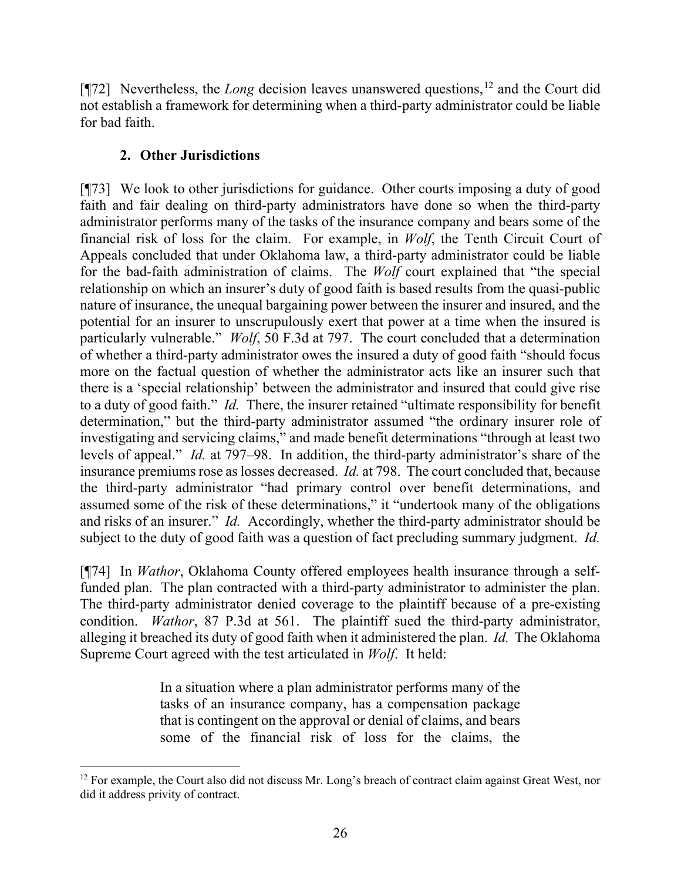[¶72] Nevertheless, the *Long* decision leaves unanswered questions,[12] and the Court did not establish a framework for determining when a third-party administrator could be liable for bad faith.

### 2. Other Jurisdictions

[¶73] We look to other jurisdictions for guidance. Other courts imposing a duty of good faith and fair dealing on third-party administrators have done so when the third-party administrator performs many of the tasks of the insurance company and bears some of the financial risk of loss for the claim. For example, in *Wolf*, the Tenth Circuit Court of Appeals concluded that under Oklahoma law, a third-party administrator could be liable for the bad-faith administration of claims. The *Wolf* court explained that "the special relationship on which an insurer's duty of good faith is based results from the quasi-public nature of insurance, the unequal bargaining power between the insurer and insured, and the potential for an insurer to unscrupulously exert that power at a time when the insured is particularly vulnerable." *Wolf*, 50 F.3d at 797. The court concluded that a determination of whether a third-party administrator owes the insured a duty of good faith "should focus more on the factual question of whether the administrator acts like an insurer such that there is a 'special relationship' between the administrator and insured that could give rise to a duty of good faith." *Id.* There, the insurer retained "ultimate responsibility for benefit determination," but the third-party administrator assumed "the ordinary insurer role of investigating and servicing claims," and made benefit determinations "through at least two levels of appeal." *Id.* at 797–98. In addition, the third-party administrator's share of the insurance premiums rose as losses decreased. *Id.* at 798. The court concluded that, because the third-party administrator "had primary control over benefit determinations, and assumed some of the risk of these determinations," it "undertook many of the obligations and risks of an insurer." *Id.* Accordingly, whether the third-party administrator should be subject to the duty of good faith was a question of fact precluding summary judgment. *Id.*

[¶74] In *Wathor*, Oklahoma County offered employees health insurance through a self-funded plan. The plan contracted with a third-party administrator to administer the plan. The third-party administrator denied coverage to the plaintiff because of a pre-existing condition. *Wathor*, 87 P.3d at 561. The plaintiff sued the third-party administrator, alleging it breached its duty of good faith when it administered the plan. *Id.* The Oklahoma Supreme Court agreed with the test articulated in *Wolf*. It held:

> In a situation where a plan administrator performs many of the tasks of an insurance company, has a compensation package that is contingent on the approval or denial of claims, and bears some of the financial risk of loss for the claims, the

---

[12] For example, the Court also did not discuss Mr. Long's breach of contract claim against Great West, nor did it address privity of contract.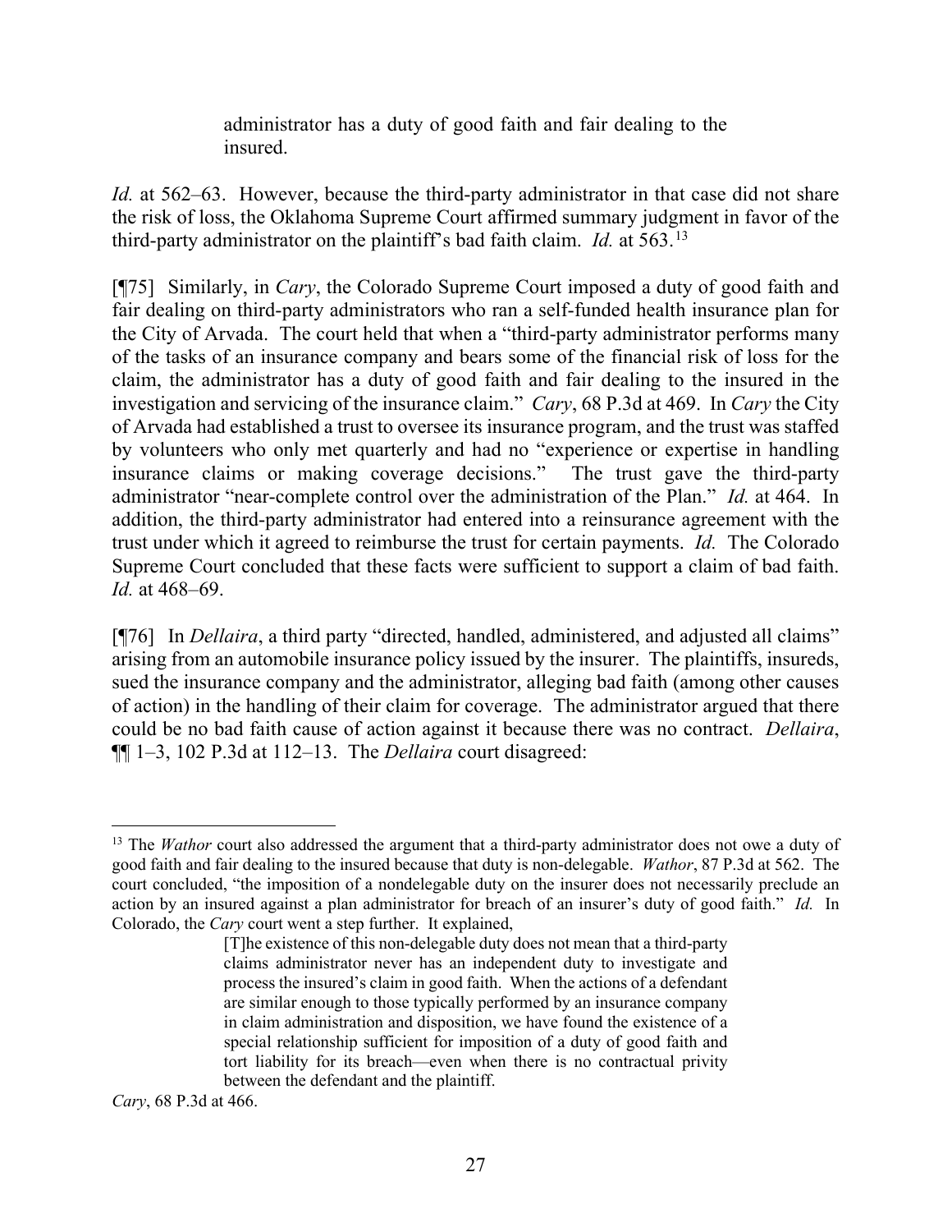> administrator has a duty of good faith and fair dealing to the insured.

*Id.* at 562–63. However, because the third-party administrator in that case did not share the risk of loss, the Oklahoma Supreme Court affirmed summary judgment in favor of the third-party administrator on the plaintiff's bad faith claim. *Id.* at 563.[13]

[¶75] Similarly, in *Cary*, the Colorado Supreme Court imposed a duty of good faith and fair dealing on third-party administrators who ran a self-funded health insurance plan for the City of Arvada. The court held that when a "third-party administrator performs many of the tasks of an insurance company and bears some of the financial risk of loss for the claim, the administrator has a duty of good faith and fair dealing to the insured in the investigation and servicing of the insurance claim." *Cary*, 68 P.3d at 469. In *Cary* the City of Arvada had established a trust to oversee its insurance program, and the trust was staffed by volunteers who only met quarterly and had no "experience or expertise in handling insurance claims or making coverage decisions." The trust gave the third-party administrator "near-complete control over the administration of the Plan." *Id.* at 464. In addition, the third-party administrator had entered into a reinsurance agreement with the trust under which it agreed to reimburse the trust for certain payments. *Id.* The Colorado Supreme Court concluded that these facts were sufficient to support a claim of bad faith. *Id.* at 468–69.

[¶76] In *Dellaira*, a third party "directed, handled, administered, and adjusted all claims" arising from an automobile insurance policy issued by the insurer. The plaintiffs, insureds, sued the insurance company and the administrator, alleging bad faith (among other causes of action) in the handling of their claim for coverage. The administrator argued that there could be no bad faith cause of action against it because there was no contract. *Dellaira*, ¶¶ 1–3, 102 P.3d at 112–13. The *Dellaira* court disagreed:

---

[13] The *Wathor* court also addressed the argument that a third-party administrator does not owe a duty of good faith and fair dealing to the insured because that duty is non-delegable. *Wathor*, 87 P.3d at 562. The court concluded, "the imposition of a nondelegable duty on the insurer does not necessarily preclude an action by an insured against a plan administrator for breach of an insurer's duty of good faith." *Id.* In Colorado, the *Cary* court went a step further. It explained,

> [T]he existence of this non-delegable duty does not mean that a third-party claims administrator never has an independent duty to investigate and process the insured's claim in good faith. When the actions of a defendant are similar enough to those typically performed by an insurance company in claim administration and disposition, we have found the existence of a special relationship sufficient for imposition of a duty of good faith and tort liability for its breach—even when there is no contractual privity between the defendant and the plaintiff.

*Cary*, 68 P.3d at 466.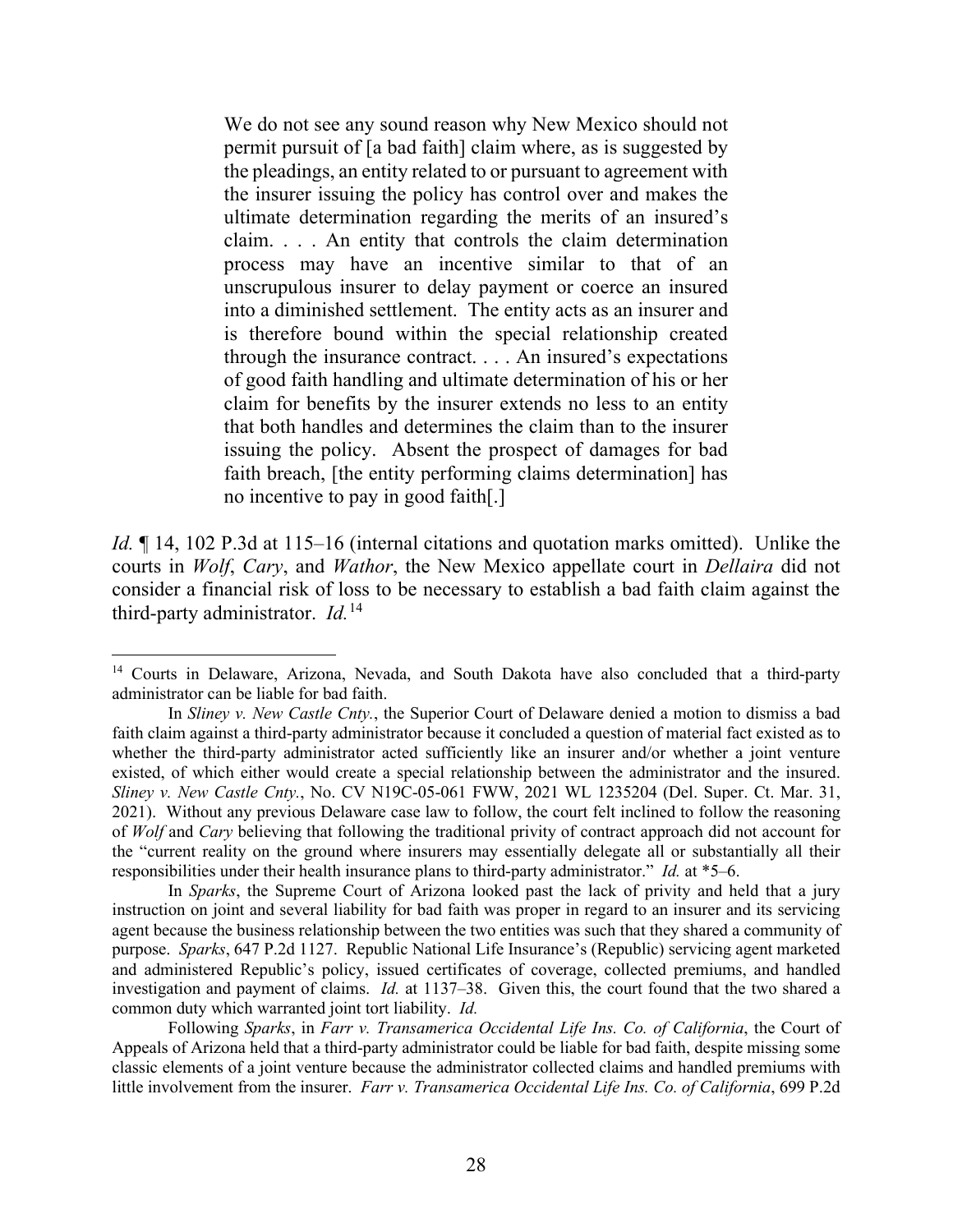> We do not see any sound reason why New Mexico should not permit pursuit of [a bad faith] claim where, as is suggested by the pleadings, an entity related to or pursuant to agreement with the insurer issuing the policy has control over and makes the ultimate determination regarding the merits of an insured's claim. . . . An entity that controls the claim determination process may have an incentive similar to that of an unscrupulous insurer to delay payment or coerce an insured into a diminished settlement. The entity acts as an insurer and is therefore bound within the special relationship created through the insurance contract. . . . An insured's expectations of good faith handling and ultimate determination of his or her claim for benefits by the insurer extends no less to an entity that both handles and determines the claim than to the insurer issuing the policy. Absent the prospect of damages for bad faith breach, [the entity performing claims determination] has no incentive to pay in good faith[.]

*Id.* ¶ 14, 102 P.3d at 115–16 (internal citations and quotation marks omitted). Unlike the courts in *Wolf*, *Cary*, and *Wathor*, the New Mexico appellate court in *Dellaira* did not consider a financial risk of loss to be necessary to establish a bad faith claim against the third-party administrator. *Id.*[14]

---

[14] Courts in Delaware, Arizona, Nevada, and South Dakota have also concluded that a third-party administrator can be liable for bad faith.

In *Sliney v. New Castle Cnty.*, the Superior Court of Delaware denied a motion to dismiss a bad faith claim against a third-party administrator because it concluded a question of material fact existed as to whether the third-party administrator acted sufficiently like an insurer and/or whether a joint venture existed, of which either would create a special relationship between the administrator and the insured. *Sliney v. New Castle Cnty.*, No. CV N19C-05-061 FWW, 2021 WL 1235204 (Del. Super. Ct. Mar. 31, 2021). Without any previous Delaware case law to follow, the court felt inclined to follow the reasoning of *Wolf* and *Cary* believing that following the traditional privity of contract approach did not account for the "current reality on the ground where insurers may essentially delegate all or substantially all their responsibilities under their health insurance plans to third-party administrator." *Id.* at *5–6.

In *Sparks*, the Supreme Court of Arizona looked past the lack of privity and held that a jury instruction on joint and several liability for bad faith was proper in regard to an insurer and its servicing agent because the business relationship between the two entities was such that they shared a community of purpose. *Sparks*, 647 P.2d 1127. Republic National Life Insurance's (Republic) servicing agent marketed and administered Republic's policy, issued certificates of coverage, collected premiums, and handled investigation and payment of claims. *Id.* at 1137–38. Given this, the court found that the two shared a common duty which warranted joint tort liability. *Id.*

Following *Sparks*, in *Farr v. Transamerica Occidental Life Ins. Co. of California*, the Court of Appeals of Arizona held that a third-party administrator could be liable for bad faith, despite missing some classic elements of a joint venture because the administrator collected claims and handled premiums with little involvement from the insurer. *Farr v. Transamerica Occidental Life Ins. Co. of California*, 699 P.2d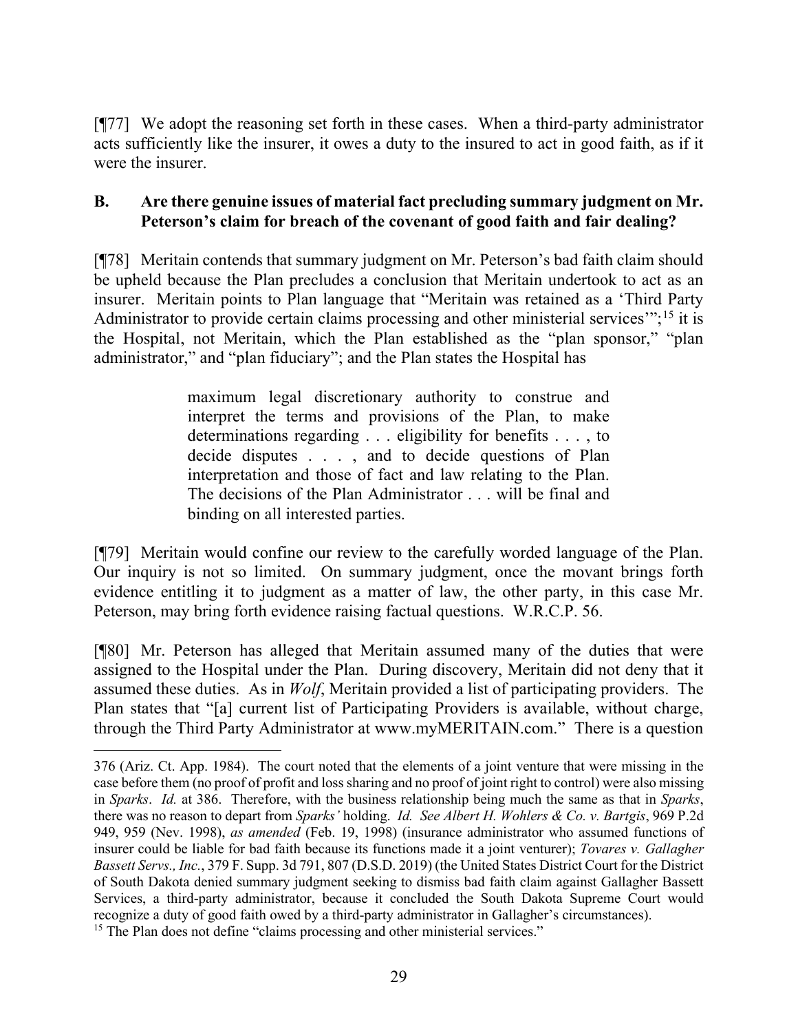[¶77] We adopt the reasoning set forth in these cases. When a third-party administrator acts sufficiently like the insurer, it owes a duty to the insured to act in good faith, as if it were the insurer.

**B. Are there genuine issues of material fact precluding summary judgment on Mr. Peterson's claim for breach of the covenant of good faith and fair dealing?**

[¶78] Meritain contends that summary judgment on Mr. Peterson's bad faith claim should be upheld because the Plan precludes a conclusion that Meritain undertook to act as an insurer. Meritain points to Plan language that "Meritain was retained as a 'Third Party Administrator to provide certain claims processing and other ministerial services'";[15] it is the Hospital, not Meritain, which the Plan established as the "plan sponsor," "plan administrator," and "plan fiduciary"; and the Plan states the Hospital has

> maximum legal discretionary authority to construe and interpret the terms and provisions of the Plan, to make determinations regarding . . . eligibility for benefits . . . , to decide disputes . . . , and to decide questions of Plan interpretation and those of fact and law relating to the Plan. The decisions of the Plan Administrator . . . will be final and binding on all interested parties.

[¶79] Meritain would confine our review to the carefully worded language of the Plan. Our inquiry is not so limited. On summary judgment, once the movant brings forth evidence entitling it to judgment as a matter of law, the other party, in this case Mr. Peterson, may bring forth evidence raising factual questions. W.R.C.P. 56.

[¶80] Mr. Peterson has alleged that Meritain assumed many of the duties that were assigned to the Hospital under the Plan. During discovery, Meritain did not deny that it assumed these duties. As in *Wolf*, Meritain provided a list of participating providers. The Plan states that "[a] current list of Participating Providers is available, without charge, through the Third Party Administrator at www.myMERITAIN.com." There is a question

---

376 (Ariz. Ct. App. 1984). The court noted that the elements of a joint venture that were missing in the case before them (no proof of profit and loss sharing and no proof of joint right to control) were also missing in *Sparks*. *Id.* at 386. Therefore, with the business relationship being much the same as that in *Sparks*, there was no reason to depart from *Sparks'* holding. *Id. See Albert H. Wohlers & Co. v. Bartgis*, 969 P.2d 949, 959 (Nev. 1998), *as amended* (Feb. 19, 1998) (insurance administrator who assumed functions of insurer could be liable for bad faith because its functions made it a joint venturer); *Tovares v. Gallagher Bassett Servs., Inc.*, 379 F. Supp. 3d 791, 807 (D.S.D. 2019) (the United States District Court for the District of South Dakota denied summary judgment seeking to dismiss bad faith claim against Gallagher Bassett Services, a third-party administrator, because it concluded the South Dakota Supreme Court would recognize a duty of good faith owed by a third-party administrator in Gallagher's circumstances).

[15] The Plan does not define "claims processing and other ministerial services."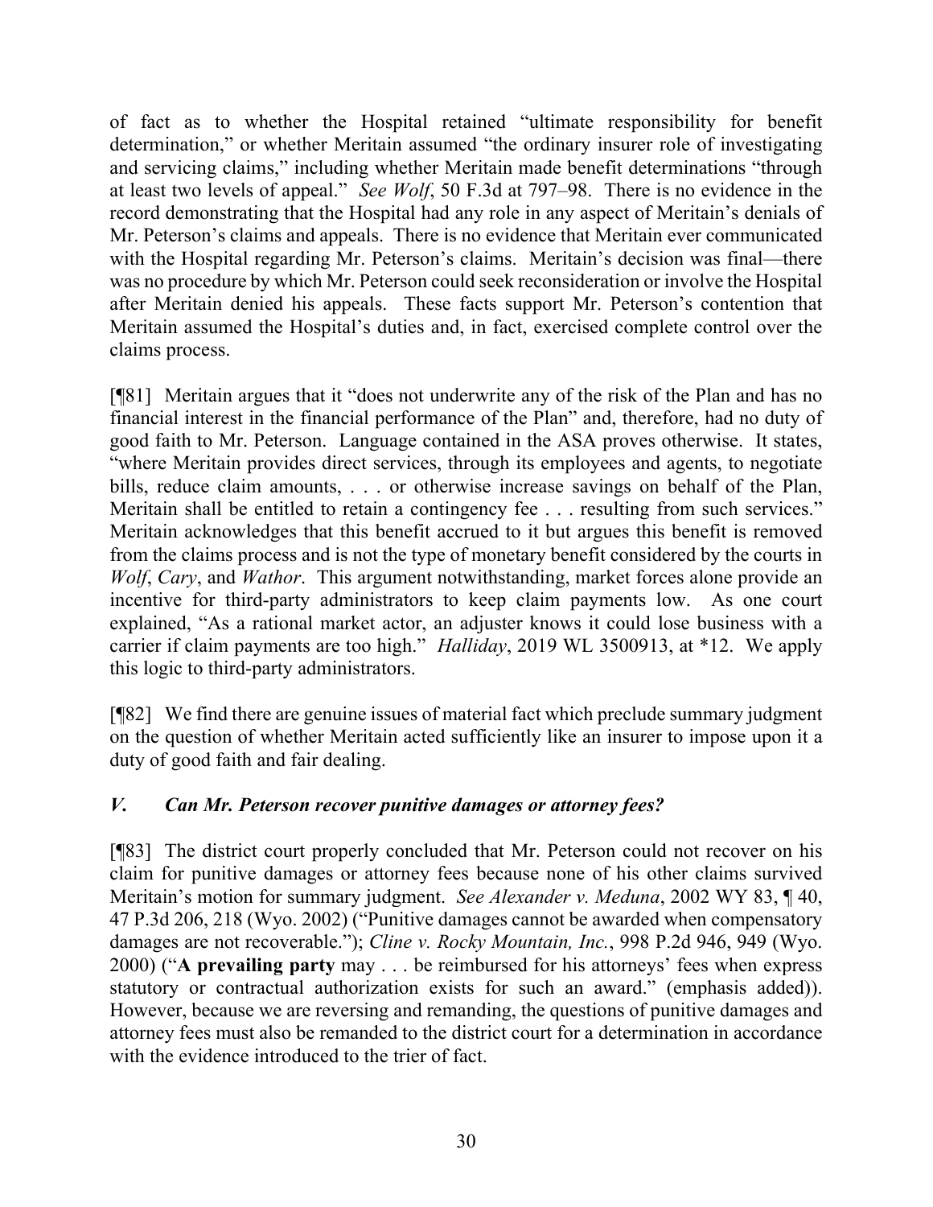of fact as to whether the Hospital retained "ultimate responsibility for benefit determination," or whether Meritain assumed "the ordinary insurer role of investigating and servicing claims," including whether Meritain made benefit determinations "through at least two levels of appeal." *See Wolf*, 50 F.3d at 797–98. There is no evidence in the record demonstrating that the Hospital had any role in any aspect of Meritain's denials of Mr. Peterson's claims and appeals. There is no evidence that Meritain ever communicated with the Hospital regarding Mr. Peterson's claims. Meritain's decision was final—there was no procedure by which Mr. Peterson could seek reconsideration or involve the Hospital after Meritain denied his appeals. These facts support Mr. Peterson's contention that Meritain assumed the Hospital's duties and, in fact, exercised complete control over the claims process.

[¶81] Meritain argues that it "does not underwrite any of the risk of the Plan and has no financial interest in the financial performance of the Plan" and, therefore, had no duty of good faith to Mr. Peterson. Language contained in the ASA proves otherwise. It states, "where Meritain provides direct services, through its employees and agents, to negotiate bills, reduce claim amounts, . . . or otherwise increase savings on behalf of the Plan, Meritain shall be entitled to retain a contingency fee . . . resulting from such services." Meritain acknowledges that this benefit accrued to it but argues this benefit is removed from the claims process and is not the type of monetary benefit considered by the courts in *Wolf*, *Cary*, and *Wathor*. This argument notwithstanding, market forces alone provide an incentive for third-party administrators to keep claim payments low. As one court explained, "As a rational market actor, an adjuster knows it could lose business with a carrier if claim payments are too high." *Halliday*, 2019 WL 3500913, at *12. We apply this logic to third-party administrators.

[¶82] We find there are genuine issues of material fact which preclude summary judgment on the question of whether Meritain acted sufficiently like an insurer to impose upon it a duty of good faith and fair dealing.

### *V. Can Mr. Peterson recover punitive damages or attorney fees?*

[¶83] The district court properly concluded that Mr. Peterson could not recover on his claim for punitive damages or attorney fees because none of his other claims survived Meritain's motion for summary judgment. *See Alexander v. Meduna*, 2002 WY 83, ¶ 40, 47 P.3d 206, 218 (Wyo. 2002) ("Punitive damages cannot be awarded when compensatory damages are not recoverable."); *Cline v. Rocky Mountain, Inc.*, 998 P.2d 946, 949 (Wyo. 2000) ("**A prevailing party** may . . . be reimbursed for his attorneys' fees when express statutory or contractual authorization exists for such an award." (emphasis added)). However, because we are reversing and remanding, the questions of punitive damages and attorney fees must also be remanded to the district court for a determination in accordance with the evidence introduced to the trier of fact.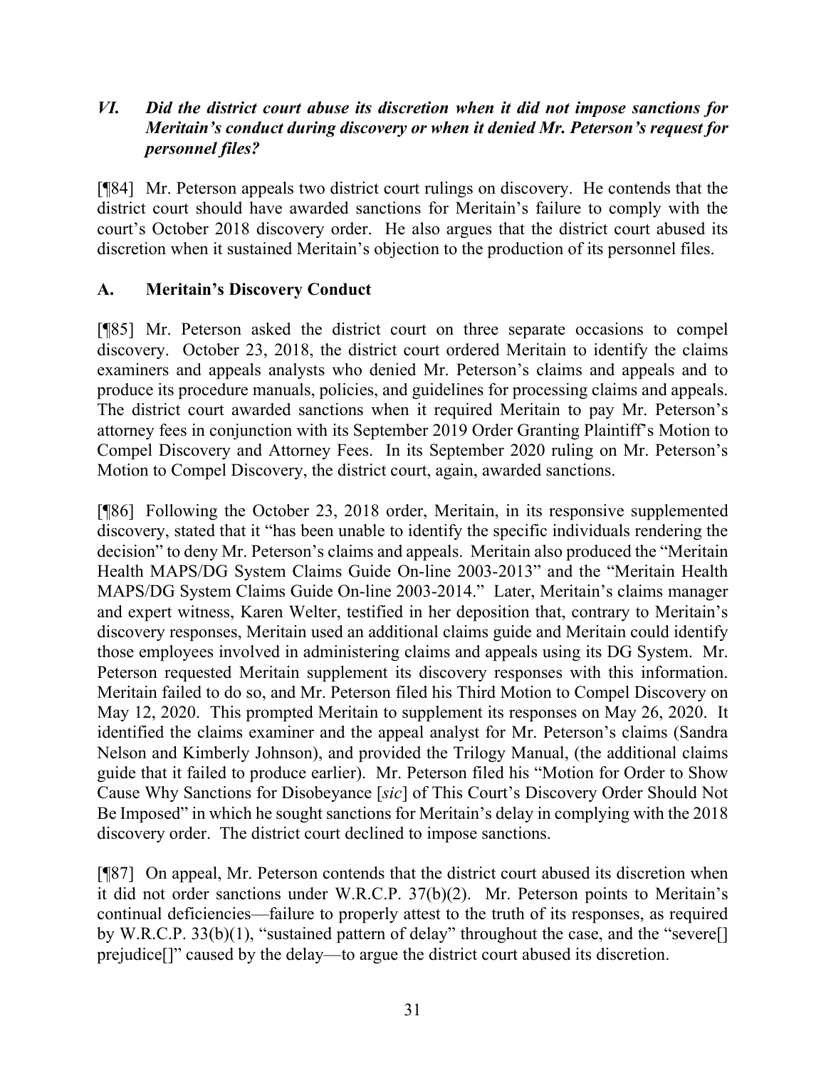### *VI. Did the district court abuse its discretion when it did not impose sanctions for Meritain's conduct during discovery or when it denied Mr. Peterson's request for personnel files?*

[¶84] Mr. Peterson appeals two district court rulings on discovery. He contends that the district court should have awarded sanctions for Meritain's failure to comply with the court's October 2018 discovery order. He also argues that the district court abused its discretion when it sustained Meritain's objection to the production of its personnel files.

### A. Meritain's Discovery Conduct

[¶85] Mr. Peterson asked the district court on three separate occasions to compel discovery. October 23, 2018, the district court ordered Meritain to identify the claims examiners and appeals analysts who denied Mr. Peterson's claims and appeals and to produce its procedure manuals, policies, and guidelines for processing claims and appeals. The district court awarded sanctions when it required Meritain to pay Mr. Peterson's attorney fees in conjunction with its September 2019 Order Granting Plaintiff's Motion to Compel Discovery and Attorney Fees. In its September 2020 ruling on Mr. Peterson's Motion to Compel Discovery, the district court, again, awarded sanctions.

[¶86] Following the October 23, 2018 order, Meritain, in its responsive supplemented discovery, stated that it "has been unable to identify the specific individuals rendering the decision" to deny Mr. Peterson's claims and appeals. Meritain also produced the "Meritain Health MAPS/DG System Claims Guide On-line 2003-2013" and the "Meritain Health MAPS/DG System Claims Guide On-line 2003-2014." Later, Meritain's claims manager and expert witness, Karen Welter, testified in her deposition that, contrary to Meritain's discovery responses, Meritain used an additional claims guide and Meritain could identify those employees involved in administering claims and appeals using its DG System. Mr. Peterson requested Meritain supplement its discovery responses with this information. Meritain failed to do so, and Mr. Peterson filed his Third Motion to Compel Discovery on May 12, 2020. This prompted Meritain to supplement its responses on May 26, 2020. It identified the claims examiner and the appeal analyst for Mr. Peterson's claims (Sandra Nelson and Kimberly Johnson), and provided the Trilogy Manual, (the additional claims guide that it failed to produce earlier). Mr. Peterson filed his "Motion for Order to Show Cause Why Sanctions for Disobeyance [*sic*] of This Court's Discovery Order Should Not Be Imposed" in which he sought sanctions for Meritain's delay in complying with the 2018 discovery order. The district court declined to impose sanctions.

[¶87] On appeal, Mr. Peterson contends that the district court abused its discretion when it did not order sanctions under W.R.C.P. 37(b)(2). Mr. Peterson points to Meritain's continual deficiencies—failure to properly attest to the truth of its responses, as required by W.R.C.P. 33(b)(1), "sustained pattern of delay" throughout the case, and the "severe[] prejudice[]" caused by the delay—to argue the district court abused its discretion.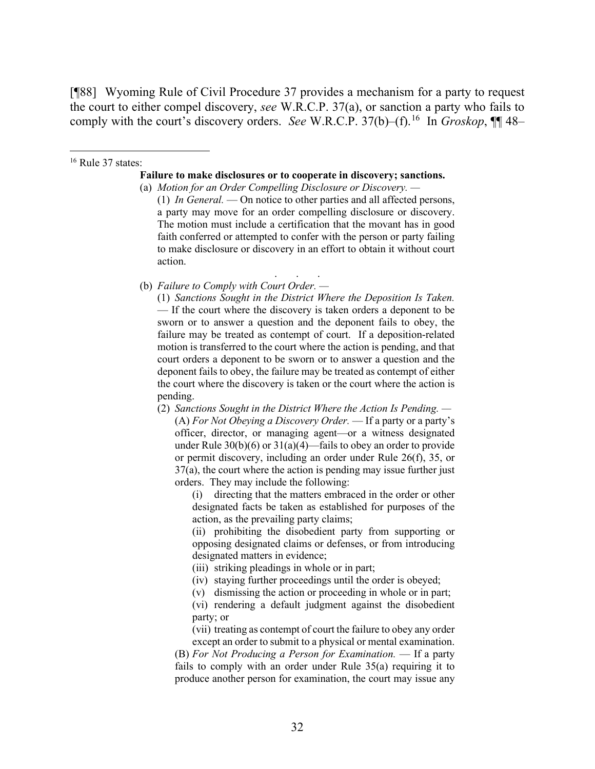[¶88] Wyoming Rule of Civil Procedure 37 provides a mechanism for a party to request the court to either compel discovery, *see* W.R.C.P. 37(a), or sanction a party who fails to comply with the court's discovery orders. *See* W.R.C.P. 37(b)–(f).[16] In *Groskop*, ¶¶ 48–

---

[16] Rule 37 states:

**Failure to make disclosures or to cooperate in discovery; sanctions.**

(a) *Motion for an Order Compelling Disclosure or Discovery.* —

(1) *In General.* — On notice to other parties and all affected persons, a party may move for an order compelling disclosure or discovery. The motion must include a certification that the movant has in good faith conferred or attempted to confer with the person or party failing to make disclosure or discovery in an effort to obtain it without court action.

. . .

(b) *Failure to Comply with Court Order.* —

(1) *Sanctions Sought in the District Where the Deposition Is Taken.* — If the court where the discovery is taken orders a deponent to be sworn or to answer a question and the deponent fails to obey, the failure may be treated as contempt of court. If a deposition-related motion is transferred to the court where the action is pending, and that court orders a deponent to be sworn or to answer a question and the deponent fails to obey, the failure may be treated as contempt of either the court where the discovery is taken or the court where the action is pending.

(2) *Sanctions Sought in the District Where the Action Is Pending.* —

(A) *For Not Obeying a Discovery Order.* — If a party or a party's officer, director, or managing agent—or a witness designated under Rule 30(b)(6) or 31(a)(4)—fails to obey an order to provide or permit discovery, including an order under Rule 26(f), 35, or 37(a), the court where the action is pending may issue further just orders. They may include the following:

(i) directing that the matters embraced in the order or other designated facts be taken as established for purposes of the action, as the prevailing party claims;

(ii) prohibiting the disobedient party from supporting or opposing designated claims or defenses, or from introducing designated matters in evidence;

(iii) striking pleadings in whole or in part;

(iv) staying further proceedings until the order is obeyed;

(v) dismissing the action or proceeding in whole or in part;

(vi) rendering a default judgment against the disobedient party; or

(vii) treating as contempt of court the failure to obey any order except an order to submit to a physical or mental examination.

(B) *For Not Producing a Person for Examination.* — If a party fails to comply with an order under Rule 35(a) requiring it to produce another person for examination, the court may issue any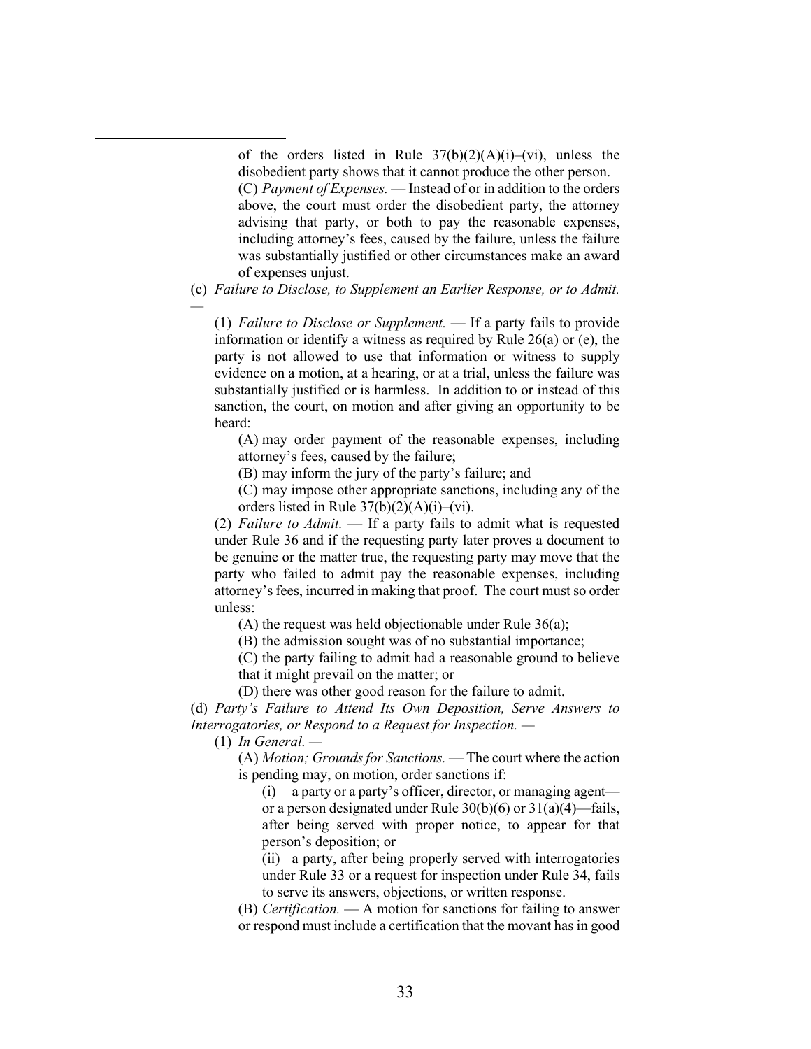of the orders listed in Rule 37(b)(2)(A)(i)–(vi), unless the disobedient party shows that it cannot produce the other person.

(C) *Payment of Expenses.* — Instead of or in addition to the orders above, the court must order the disobedient party, the attorney advising that party, or both to pay the reasonable expenses, including attorney's fees, caused by the failure, unless the failure was substantially justified or other circumstances make an award of expenses unjust.

(c) *Failure to Disclose, to Supplement an Earlier Response, or to Admit.* —

(1) *Failure to Disclose or Supplement.* — If a party fails to provide information or identify a witness as required by Rule 26(a) or (e), the party is not allowed to use that information or witness to supply evidence on a motion, at a hearing, or at a trial, unless the failure was substantially justified or is harmless. In addition to or instead of this sanction, the court, on motion and after giving an opportunity to be heard:

(A) may order payment of the reasonable expenses, including attorney's fees, caused by the failure;

(B) may inform the jury of the party's failure; and

(C) may impose other appropriate sanctions, including any of the orders listed in Rule 37(b)(2)(A)(i)–(vi).

(2) *Failure to Admit.* — If a party fails to admit what is requested under Rule 36 and if the requesting party later proves a document to be genuine or the matter true, the requesting party may move that the party who failed to admit pay the reasonable expenses, including attorney's fees, incurred in making that proof. The court must so order unless:

(A) the request was held objectionable under Rule 36(a);

(B) the admission sought was of no substantial importance;

(C) the party failing to admit had a reasonable ground to believe that it might prevail on the matter; or

(D) there was other good reason for the failure to admit.

(d) *Party's Failure to Attend Its Own Deposition, Serve Answers to Interrogatories, or Respond to a Request for Inspection.* —

(1) *In General.* —

(A) *Motion; Grounds for Sanctions.* — The court where the action is pending may, on motion, order sanctions if:

(i) a party or a party's officer, director, or managing agent—or a person designated under Rule 30(b)(6) or 31(a)(4)—fails, after being served with proper notice, to appear for that person's deposition; or

(ii) a party, after being properly served with interrogatories under Rule 33 or a request for inspection under Rule 34, fails to serve its answers, objections, or written response.

(B) *Certification.* — A motion for sanctions for failing to answer or respond must include a certification that the movant has in good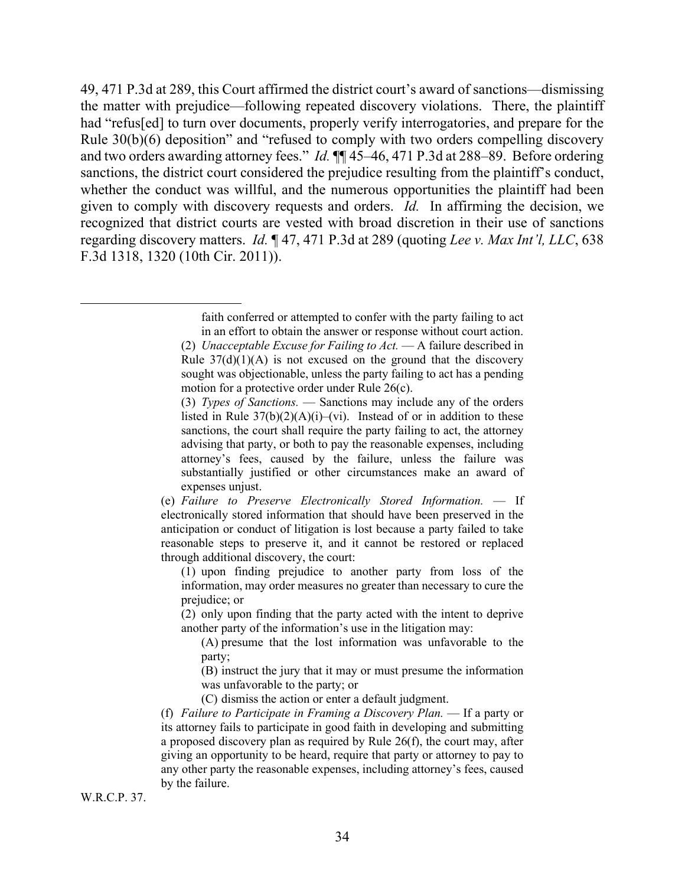49, 471 P.3d at 289, this Court affirmed the district court's award of sanctions—dismissing the matter with prejudice—following repeated discovery violations. There, the plaintiff had "refus[ed] to turn over documents, properly verify interrogatories, and prepare for the Rule 30(b)(6) deposition" and "refused to comply with two orders compelling discovery and two orders awarding attorney fees." *Id.* ¶¶ 45–46, 471 P.3d at 288–89. Before ordering sanctions, the district court considered the prejudice resulting from the plaintiff's conduct, whether the conduct was willful, and the numerous opportunities the plaintiff had been given to comply with discovery requests and orders. *Id.* In affirming the decision, we recognized that district courts are vested with broad discretion in their use of sanctions regarding discovery matters. *Id.* ¶ 47, 471 P.3d at 289 (quoting *Lee v. Max Int'l, LLC*, 638 F.3d 1318, 1320 (10th Cir. 2011)).

---

> faith conferred or attempted to confer with the party failing to act in an effort to obtain the answer or response without court action.
>
> (2) *Unacceptable Excuse for Failing to Act.* — A failure described in Rule 37(d)(1)(A) is not excused on the ground that the discovery sought was objectionable, unless the party failing to act has a pending motion for a protective order under Rule 26(c).
>
> (3) *Types of Sanctions.* — Sanctions may include any of the orders listed in Rule 37(b)(2)(A)(i)–(vi). Instead of or in addition to these sanctions, the court shall require the party failing to act, the attorney advising that party, or both to pay the reasonable expenses, including attorney's fees, caused by the failure, unless the failure was substantially justified or other circumstances make an award of expenses unjust.
>
> (e) *Failure to Preserve Electronically Stored Information.* — If electronically stored information that should have been preserved in the anticipation or conduct of litigation is lost because a party failed to take reasonable steps to preserve it, and it cannot be restored or replaced through additional discovery, the court:
>
> (1) upon finding prejudice to another party from loss of the information, may order measures no greater than necessary to cure the prejudice; or
>
> (2) only upon finding that the party acted with the intent to deprive another party of the information's use in the litigation may:
>
> (A) presume that the lost information was unfavorable to the party;
>
> (B) instruct the jury that it may or must presume the information was unfavorable to the party; or
>
> (C) dismiss the action or enter a default judgment.
>
> (f) *Failure to Participate in Framing a Discovery Plan.* — If a party or its attorney fails to participate in good faith in developing and submitting a proposed discovery plan as required by Rule 26(f), the court may, after giving an opportunity to be heard, require that party or attorney to pay to any other party the reasonable expenses, including attorney's fees, caused by the failure.

W.R.C.P. 37.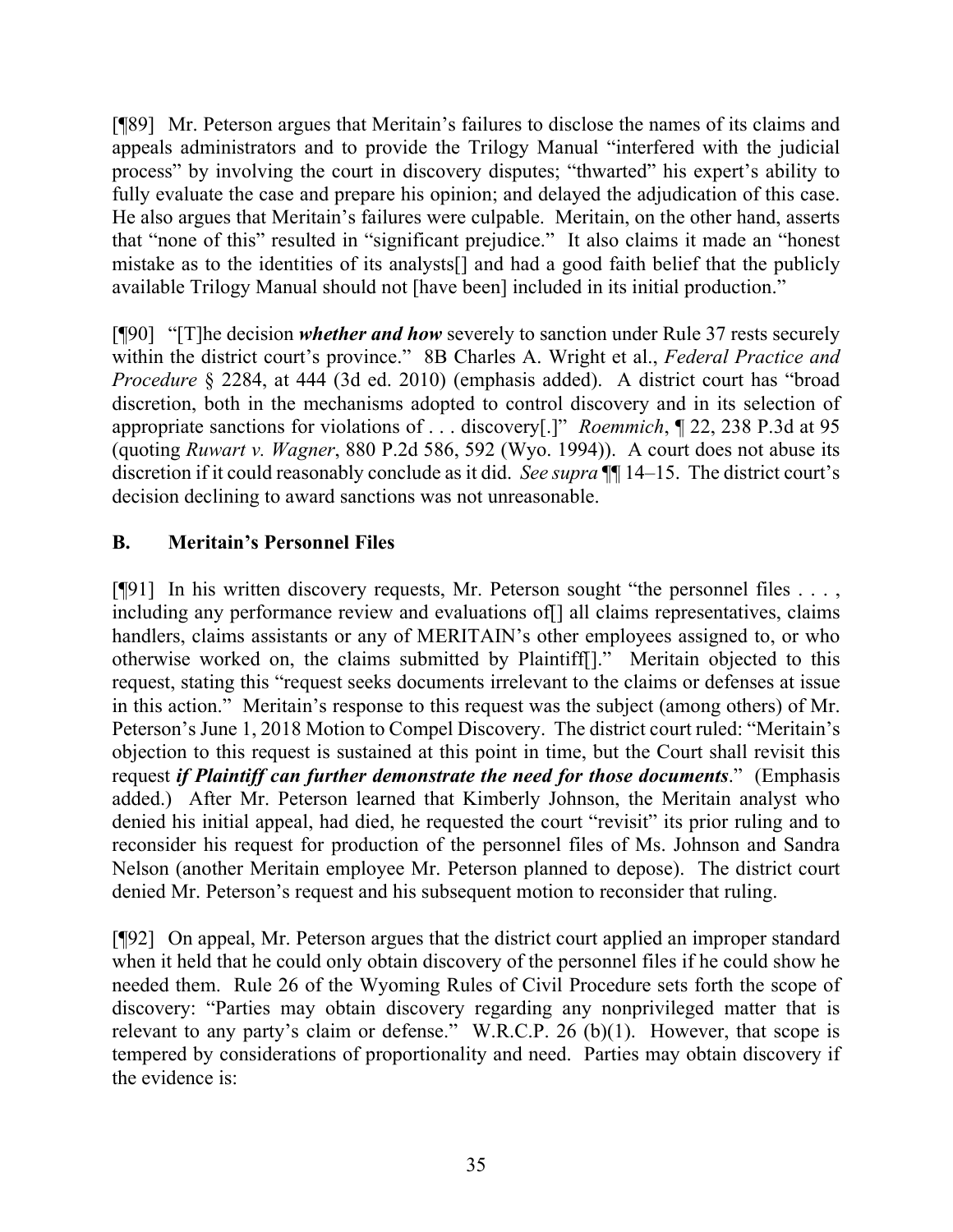[¶89] Mr. Peterson argues that Meritain's failures to disclose the names of its claims and appeals administrators and to provide the Trilogy Manual "interfered with the judicial process" by involving the court in discovery disputes; "thwarted" his expert's ability to fully evaluate the case and prepare his opinion; and delayed the adjudication of this case. He also argues that Meritain's failures were culpable. Meritain, on the other hand, asserts that "none of this" resulted in "significant prejudice." It also claims it made an "honest mistake as to the identities of its analysts[] and had a good faith belief that the publicly available Trilogy Manual should not [have been] included in its initial production."

[¶90] "[T]he decision ***whether and how*** severely to sanction under Rule 37 rests securely within the district court's province." 8B Charles A. Wright et al., *Federal Practice and Procedure* § 2284, at 444 (3d ed. 2010) (emphasis added). A district court has "broad discretion, both in the mechanisms adopted to control discovery and in its selection of appropriate sanctions for violations of . . . discovery[.]" *Roemmich*, ¶ 22, 238 P.3d at 95 (quoting *Ruwart v. Wagner*, 880 P.2d 586, 592 (Wyo. 1994)). A court does not abuse its discretion if it could reasonably conclude as it did. *See supra* ¶¶ 14–15. The district court's decision declining to award sanctions was not unreasonable.

## B. Meritain's Personnel Files

[¶91] In his written discovery requests, Mr. Peterson sought "the personnel files . . . , including any performance review and evaluations of[] all claims representatives, claims handlers, claims assistants or any of MERITAIN's other employees assigned to, or who otherwise worked on, the claims submitted by Plaintiff[]." Meritain objected to this request, stating this "request seeks documents irrelevant to the claims or defenses at issue in this action." Meritain's response to this request was the subject (among others) of Mr. Peterson's June 1, 2018 Motion to Compel Discovery. The district court ruled: "Meritain's objection to this request is sustained at this point in time, but the Court shall revisit this request ***if Plaintiff can further demonstrate the need for those documents***." (Emphasis added.) After Mr. Peterson learned that Kimberly Johnson, the Meritain analyst who denied his initial appeal, had died, he requested the court "revisit" its prior ruling and to reconsider his request for production of the personnel files of Ms. Johnson and Sandra Nelson (another Meritain employee Mr. Peterson planned to depose). The district court denied Mr. Peterson's request and his subsequent motion to reconsider that ruling.

[¶92] On appeal, Mr. Peterson argues that the district court applied an improper standard when it held that he could only obtain discovery of the personnel files if he could show he needed them. Rule 26 of the Wyoming Rules of Civil Procedure sets forth the scope of discovery: "Parties may obtain discovery regarding any nonprivileged matter that is relevant to any party's claim or defense." W.R.C.P. 26 (b)(1). However, that scope is tempered by considerations of proportionality and need. Parties may obtain discovery if the evidence is: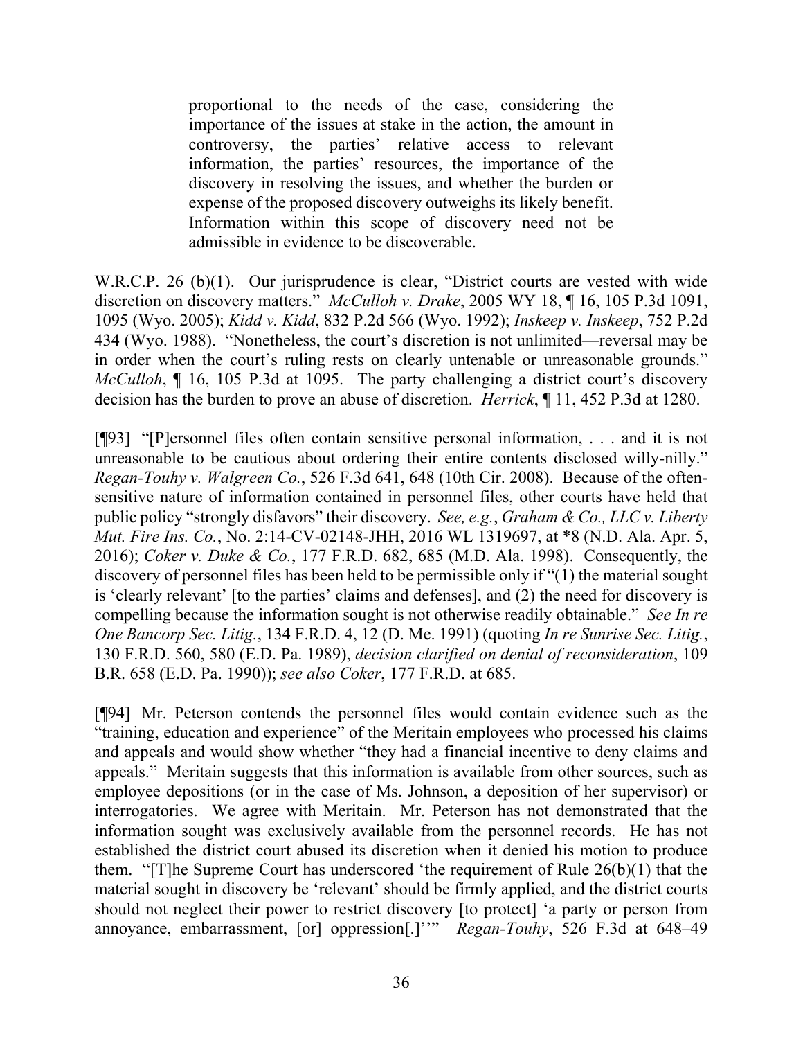> proportional to the needs of the case, considering the importance of the issues at stake in the action, the amount in controversy, the parties' relative access to relevant information, the parties' resources, the importance of the discovery in resolving the issues, and whether the burden or expense of the proposed discovery outweighs its likely benefit. Information within this scope of discovery need not be admissible in evidence to be discoverable.

W.R.C.P. 26 (b)(1). Our jurisprudence is clear, "District courts are vested with wide discretion on discovery matters." *McCulloh v. Drake*, 2005 WY 18, ¶ 16, 105 P.3d 1091, 1095 (Wyo. 2005); *Kidd v. Kidd*, 832 P.2d 566 (Wyo. 1992); *Inskeep v. Inskeep*, 752 P.2d 434 (Wyo. 1988). "Nonetheless, the court's discretion is not unlimited—reversal may be in order when the court's ruling rests on clearly untenable or unreasonable grounds." *McCulloh*, ¶ 16, 105 P.3d at 1095. The party challenging a district court's discovery decision has the burden to prove an abuse of discretion. *Herrick*, ¶ 11, 452 P.3d at 1280.

[¶93] "[P]ersonnel files often contain sensitive personal information, . . . and it is not unreasonable to be cautious about ordering their entire contents disclosed willy-nilly." *Regan-Touhy v. Walgreen Co.*, 526 F.3d 641, 648 (10th Cir. 2008). Because of the often-sensitive nature of information contained in personnel files, other courts have held that public policy "strongly disfavors" their discovery. *See, e.g.*, *Graham & Co., LLC v. Liberty Mut. Fire Ins. Co.*, No. 2:14-CV-02148-JHH, 2016 WL 1319697, at *8 (N.D. Ala. Apr. 5, 2016); *Coker v. Duke & Co.*, 177 F.R.D. 682, 685 (M.D. Ala. 1998). Consequently, the discovery of personnel files has been held to be permissible only if "(1) the material sought is 'clearly relevant' [to the parties' claims and defenses], and (2) the need for discovery is compelling because the information sought is not otherwise readily obtainable." *See In re One Bancorp Sec. Litig.*, 134 F.R.D. 4, 12 (D. Me. 1991) (quoting *In re Sunrise Sec. Litig.*, 130 F.R.D. 560, 580 (E.D. Pa. 1989), *decision clarified on denial of reconsideration*, 109 B.R. 658 (E.D. Pa. 1990)); *see also Coker*, 177 F.R.D. at 685.

[¶94] Mr. Peterson contends the personnel files would contain evidence such as the "training, education and experience" of the Meritain employees who processed his claims and appeals and would show whether "they had a financial incentive to deny claims and appeals." Meritain suggests that this information is available from other sources, such as employee depositions (or in the case of Ms. Johnson, a deposition of her supervisor) or interrogatories. We agree with Meritain. Mr. Peterson has not demonstrated that the information sought was exclusively available from the personnel records. He has not established the district court abused its discretion when it denied his motion to produce them. "[T]he Supreme Court has underscored 'the requirement of Rule 26(b)(1) that the material sought in discovery be 'relevant' should be firmly applied, and the district courts should not neglect their power to restrict discovery [to protect] 'a party or person from annoyance, embarrassment, [or] oppression[.]''" *Regan-Touhy*, 526 F.3d at 648–49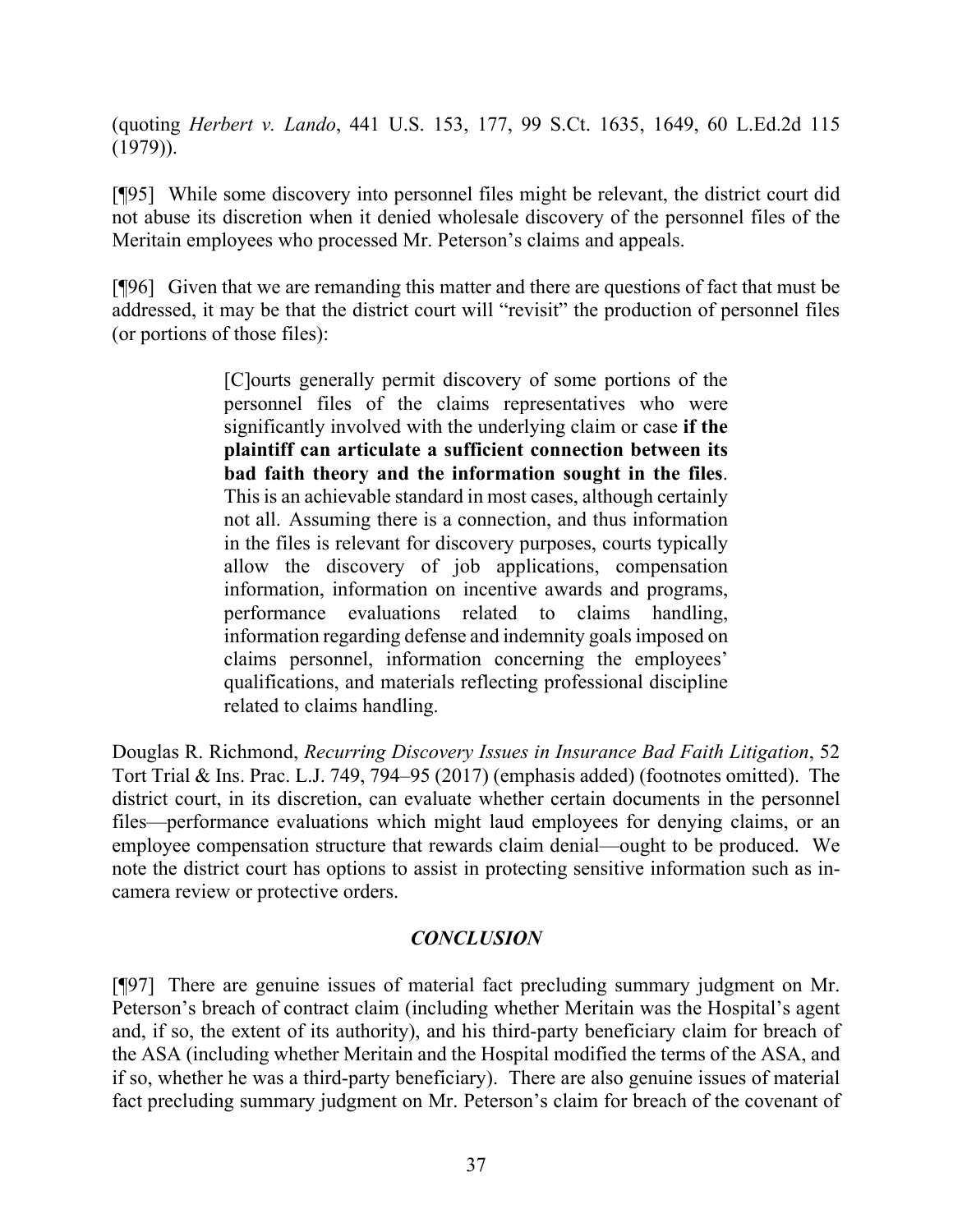(quoting *Herbert v. Lando*, 441 U.S. 153, 177, 99 S.Ct. 1635, 1649, 60 L.Ed.2d 115 (1979)).

[¶95] While some discovery into personnel files might be relevant, the district court did not abuse its discretion when it denied wholesale discovery of the personnel files of the Meritain employees who processed Mr. Peterson's claims and appeals.

[¶96] Given that we are remanding this matter and there are questions of fact that must be addressed, it may be that the district court will "revisit" the production of personnel files (or portions of those files):

> [C]ourts generally permit discovery of some portions of the personnel files of the claims representatives who were significantly involved with the underlying claim or case **if the plaintiff can articulate a sufficient connection between its bad faith theory and the information sought in the files**. This is an achievable standard in most cases, although certainly not all. Assuming there is a connection, and thus information in the files is relevant for discovery purposes, courts typically allow the discovery of job applications, compensation information, information on incentive awards and programs, performance evaluations related to claims handling, information regarding defense and indemnity goals imposed on claims personnel, information concerning the employees' qualifications, and materials reflecting professional discipline related to claims handling.

Douglas R. Richmond, *Recurring Discovery Issues in Insurance Bad Faith Litigation*, 52 Tort Trial & Ins. Prac. L.J. 749, 794–95 (2017) (emphasis added) (footnotes omitted). The district court, in its discretion, can evaluate whether certain documents in the personnel files—performance evaluations which might laud employees for denying claims, or an employee compensation structure that rewards claim denial—ought to be produced. We note the district court has options to assist in protecting sensitive information such as in-camera review or protective orders.

## *CONCLUSION*

[¶97] There are genuine issues of material fact precluding summary judgment on Mr. Peterson's breach of contract claim (including whether Meritain was the Hospital's agent and, if so, the extent of its authority), and his third-party beneficiary claim for breach of the ASA (including whether Meritain and the Hospital modified the terms of the ASA, and if so, whether he was a third-party beneficiary). There are also genuine issues of material fact precluding summary judgment on Mr. Peterson's claim for breach of the covenant of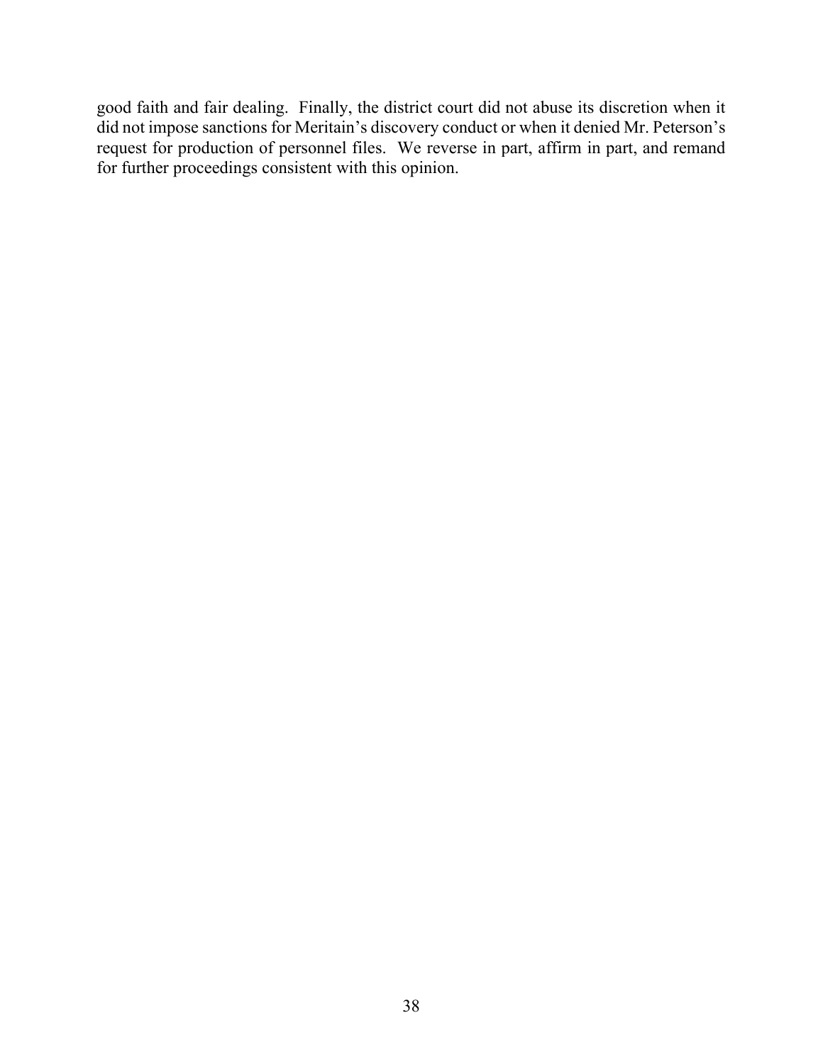good faith and fair dealing. Finally, the district court did not abuse its discretion when it did not impose sanctions for Meritain's discovery conduct or when it denied Mr. Peterson's request for production of personnel files. We reverse in part, affirm in part, and remand for further proceedings consistent with this opinion.